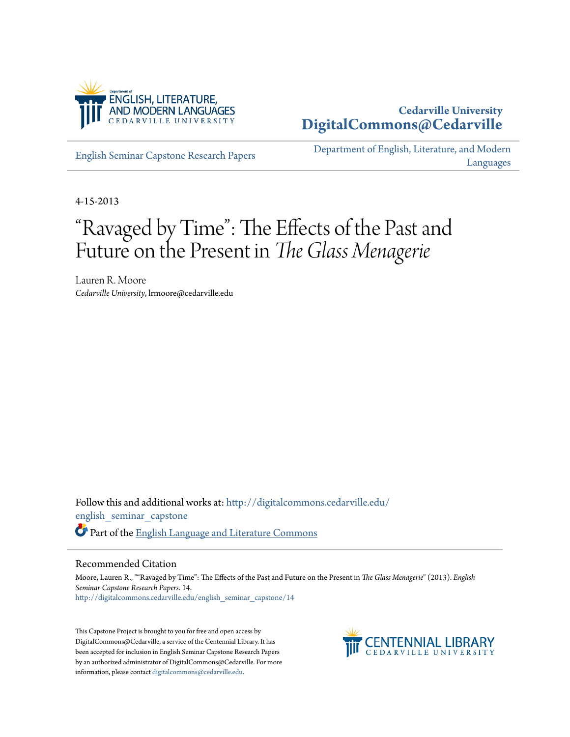Department of ENGLISH, LITERATURE, AND MODERN LANGUAGES
CEDARVILLE UNIVERSITY

**Cedarville University**
**DigitalCommons@Cedarville**

English Seminar Capstone Research Papers

Department of English, Literature, and Modern Languages

4-15-2013

# "Ravaged by Time": The Effects of the Past and Future on the Present in *The Glass Menagerie*

Lauren R. Moore
*Cedarville University*, lrmoore@cedarville.edu

Follow this and additional works at: http://digitalcommons.cedarville.edu/english_seminar_capstone

Part of the English Language and Literature Commons

## Recommended Citation

Moore, Lauren R., ""Ravaged by Time": The Effects of the Past and Future on the Present in *The Glass Menagerie*" (2013). *English Seminar Capstone Research Papers*. 14.
http://digitalcommons.cedarville.edu/english_seminar_capstone/14

This Capstone Project is brought to you for free and open access by DigitalCommons@Cedarville, a service of the Centennial Library. It has been accepted for inclusion in English Seminar Capstone Research Papers by an authorized administrator of DigitalCommons@Cedarville. For more information, please contact digitalcommons@cedarville.edu.

CENTENNIAL LIBRARY
CEDARVILLE UNIVERSITY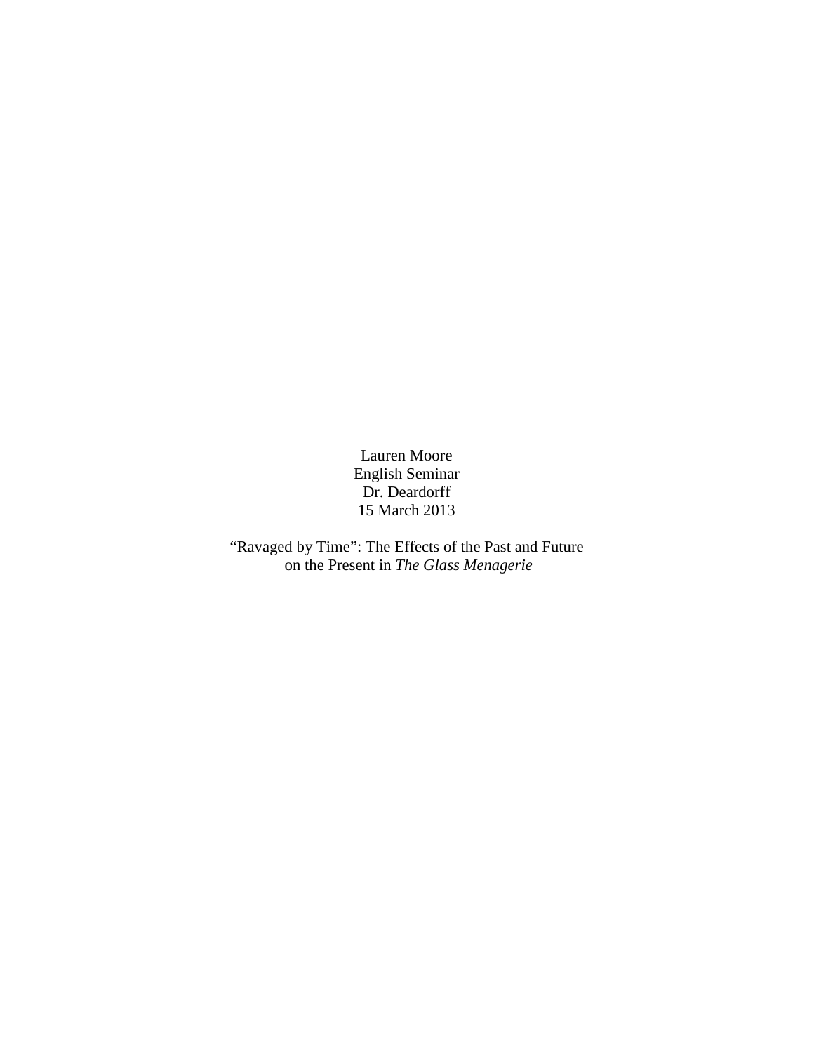Lauren Moore
English Seminar
Dr. Deardorff
15 March 2013

“Ravaged by Time”: The Effects of the Past and Future on the Present in *The Glass Menagerie*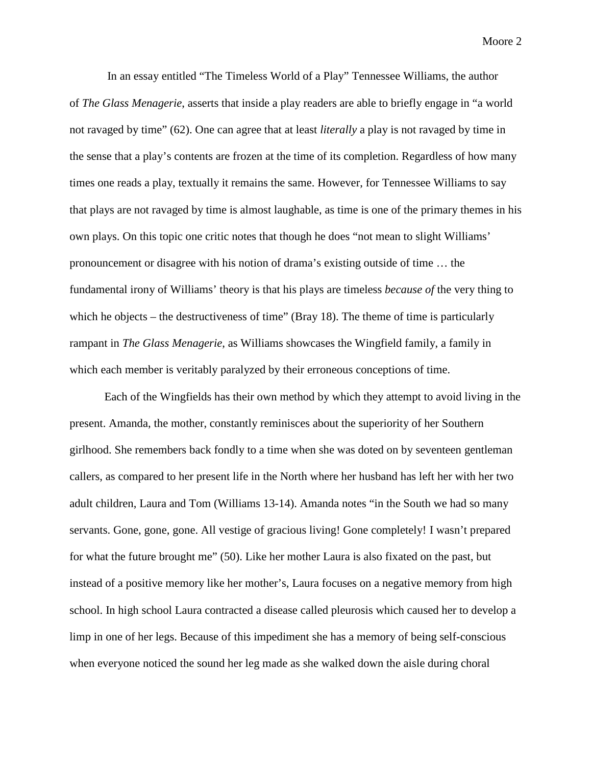In an essay entitled "The Timeless World of a Play" Tennessee Williams, the author of *The Glass Menagerie*, asserts that inside a play readers are able to briefly engage in "a world not ravaged by time" (62). One can agree that at least *literally* a play is not ravaged by time in the sense that a play's contents are frozen at the time of its completion. Regardless of how many times one reads a play, textually it remains the same. However, for Tennessee Williams to say that plays are not ravaged by time is almost laughable, as time is one of the primary themes in his own plays. On this topic one critic notes that though he does "not mean to slight Williams' pronouncement or disagree with his notion of drama's existing outside of time … the fundamental irony of Williams' theory is that his plays are timeless *because of* the very thing to which he objects – the destructiveness of time" (Bray 18). The theme of time is particularly rampant in *The Glass Menagerie*, as Williams showcases the Wingfield family, a family in which each member is veritably paralyzed by their erroneous conceptions of time.

Each of the Wingfields has their own method by which they attempt to avoid living in the present. Amanda, the mother, constantly reminisces about the superiority of her Southern girlhood. She remembers back fondly to a time when she was doted on by seventeen gentleman callers, as compared to her present life in the North where her husband has left her with her two adult children, Laura and Tom (Williams 13-14). Amanda notes "in the South we had so many servants. Gone, gone, gone. All vestige of gracious living! Gone completely! I wasn't prepared for what the future brought me" (50). Like her mother Laura is also fixated on the past, but instead of a positive memory like her mother's, Laura focuses on a negative memory from high school. In high school Laura contracted a disease called pleurosis which caused her to develop a limp in one of her legs. Because of this impediment she has a memory of being self-conscious when everyone noticed the sound her leg made as she walked down the aisle during choral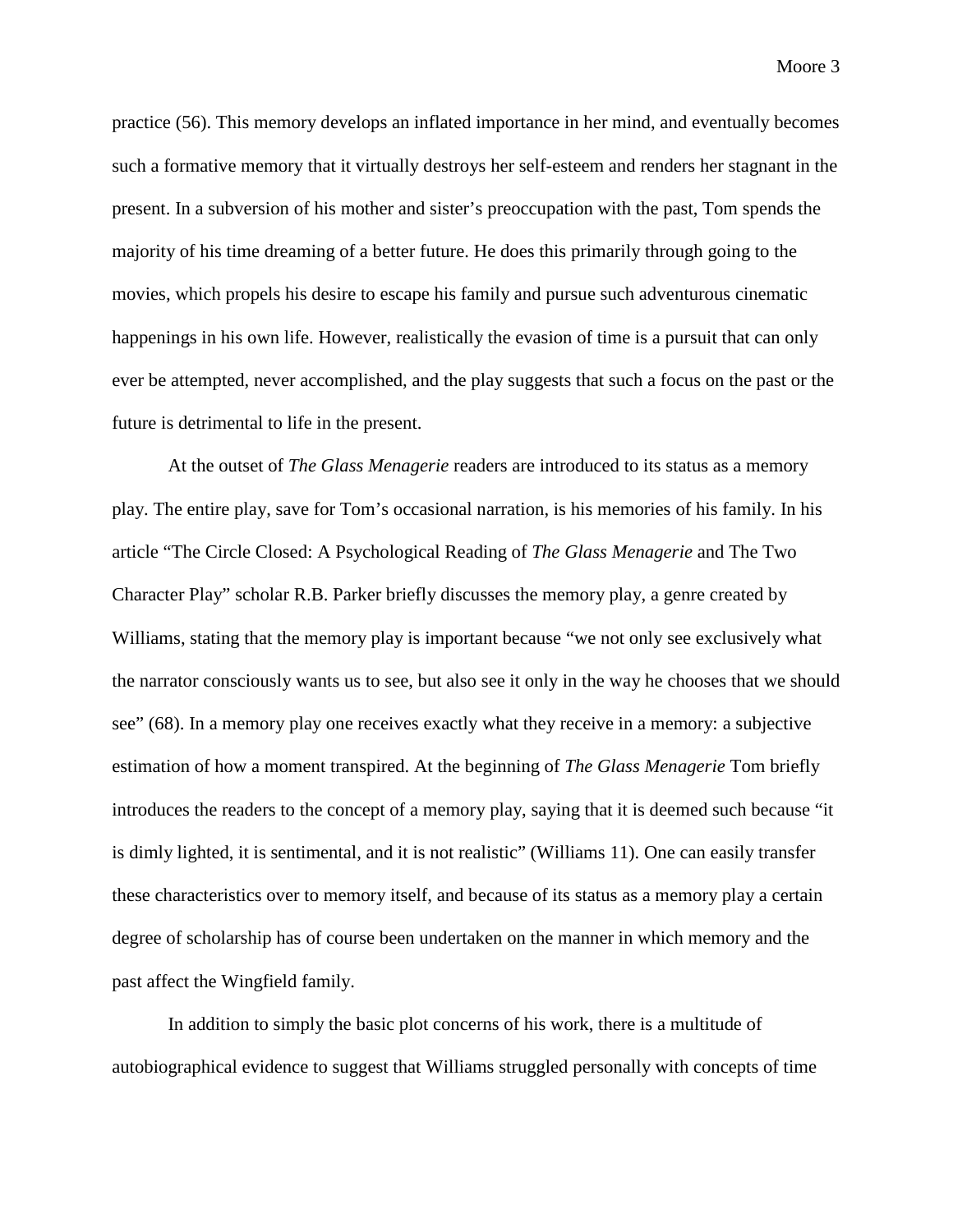practice (56). This memory develops an inflated importance in her mind, and eventually becomes such a formative memory that it virtually destroys her self-esteem and renders her stagnant in the present. In a subversion of his mother and sister's preoccupation with the past, Tom spends the majority of his time dreaming of a better future. He does this primarily through going to the movies, which propels his desire to escape his family and pursue such adventurous cinematic happenings in his own life. However, realistically the evasion of time is a pursuit that can only ever be attempted, never accomplished, and the play suggests that such a focus on the past or the future is detrimental to life in the present.

At the outset of *The Glass Menagerie* readers are introduced to its status as a memory play. The entire play, save for Tom's occasional narration, is his memories of his family. In his article "The Circle Closed: A Psychological Reading of *The Glass Menagerie* and The Two Character Play" scholar R.B. Parker briefly discusses the memory play, a genre created by Williams, stating that the memory play is important because "we not only see exclusively what the narrator consciously wants us to see, but also see it only in the way he chooses that we should see" (68). In a memory play one receives exactly what they receive in a memory: a subjective estimation of how a moment transpired. At the beginning of *The Glass Menagerie* Tom briefly introduces the readers to the concept of a memory play, saying that it is deemed such because "it is dimly lighted, it is sentimental, and it is not realistic" (Williams 11). One can easily transfer these characteristics over to memory itself, and because of its status as a memory play a certain degree of scholarship has of course been undertaken on the manner in which memory and the past affect the Wingfield family.

In addition to simply the basic plot concerns of his work, there is a multitude of autobiographical evidence to suggest that Williams struggled personally with concepts of time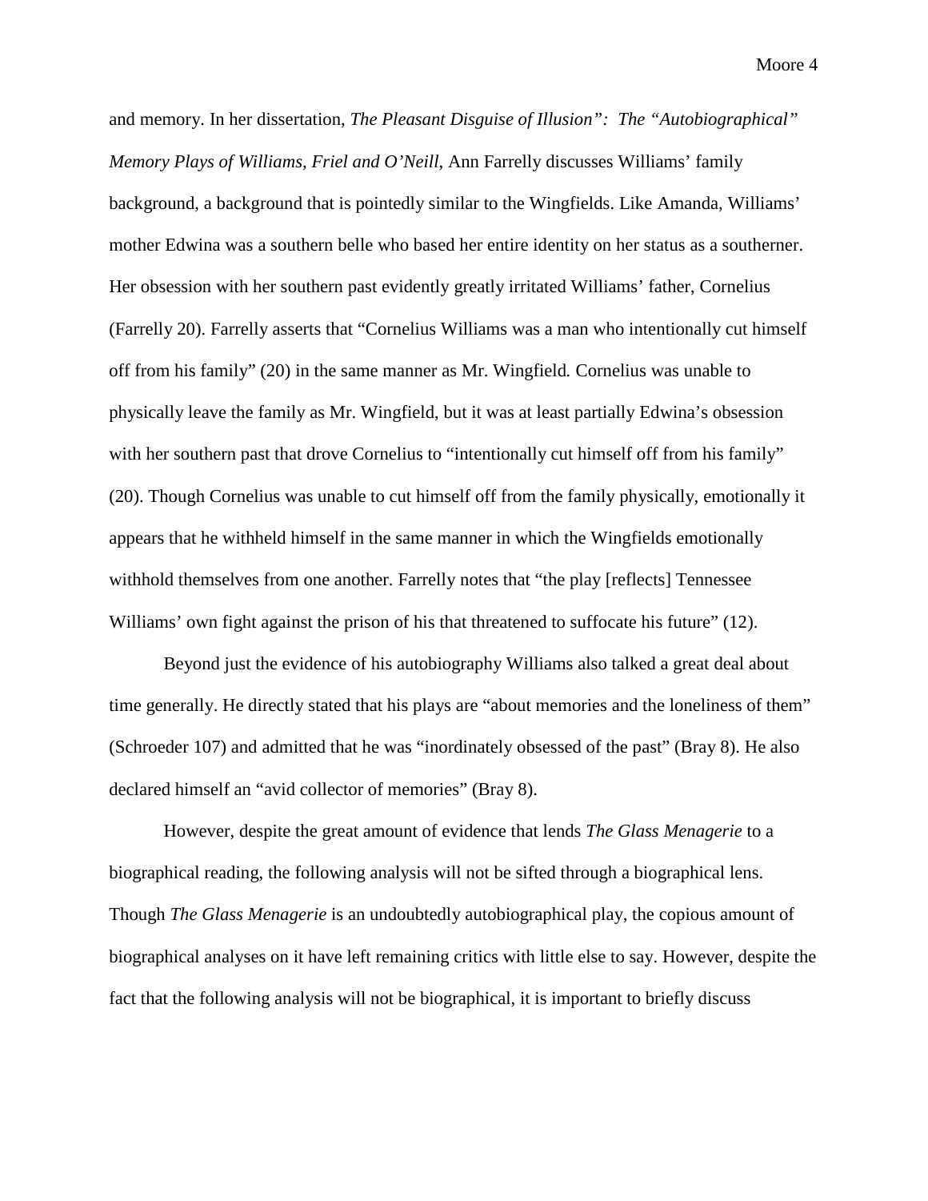and memory. In her dissertation, *The Pleasant Disguise of Illusion": The "Autobiographical" Memory Plays of Williams, Friel and O'Neill,* Ann Farrelly discusses Williams' family background, a background that is pointedly similar to the Wingfields. Like Amanda, Williams' mother Edwina was a southern belle who based her entire identity on her status as a southerner. Her obsession with her southern past evidently greatly irritated Williams' father, Cornelius (Farrelly 20). Farrelly asserts that "Cornelius Williams was a man who intentionally cut himself off from his family" (20) in the same manner as Mr. Wingfield*.* Cornelius was unable to physically leave the family as Mr. Wingfield, but it was at least partially Edwina's obsession with her southern past that drove Cornelius to "intentionally cut himself off from his family" (20). Though Cornelius was unable to cut himself off from the family physically, emotionally it appears that he withheld himself in the same manner in which the Wingfields emotionally withhold themselves from one another. Farrelly notes that "the play [reflects] Tennessee Williams' own fight against the prison of his that threatened to suffocate his future" (12).

Beyond just the evidence of his autobiography Williams also talked a great deal about time generally. He directly stated that his plays are "about memories and the loneliness of them" (Schroeder 107) and admitted that he was "inordinately obsessed of the past" (Bray 8). He also declared himself an "avid collector of memories" (Bray 8).

However, despite the great amount of evidence that lends *The Glass Menagerie* to a biographical reading, the following analysis will not be sifted through a biographical lens. Though *The Glass Menagerie* is an undoubtedly autobiographical play, the copious amount of biographical analyses on it have left remaining critics with little else to say. However, despite the fact that the following analysis will not be biographical, it is important to briefly discuss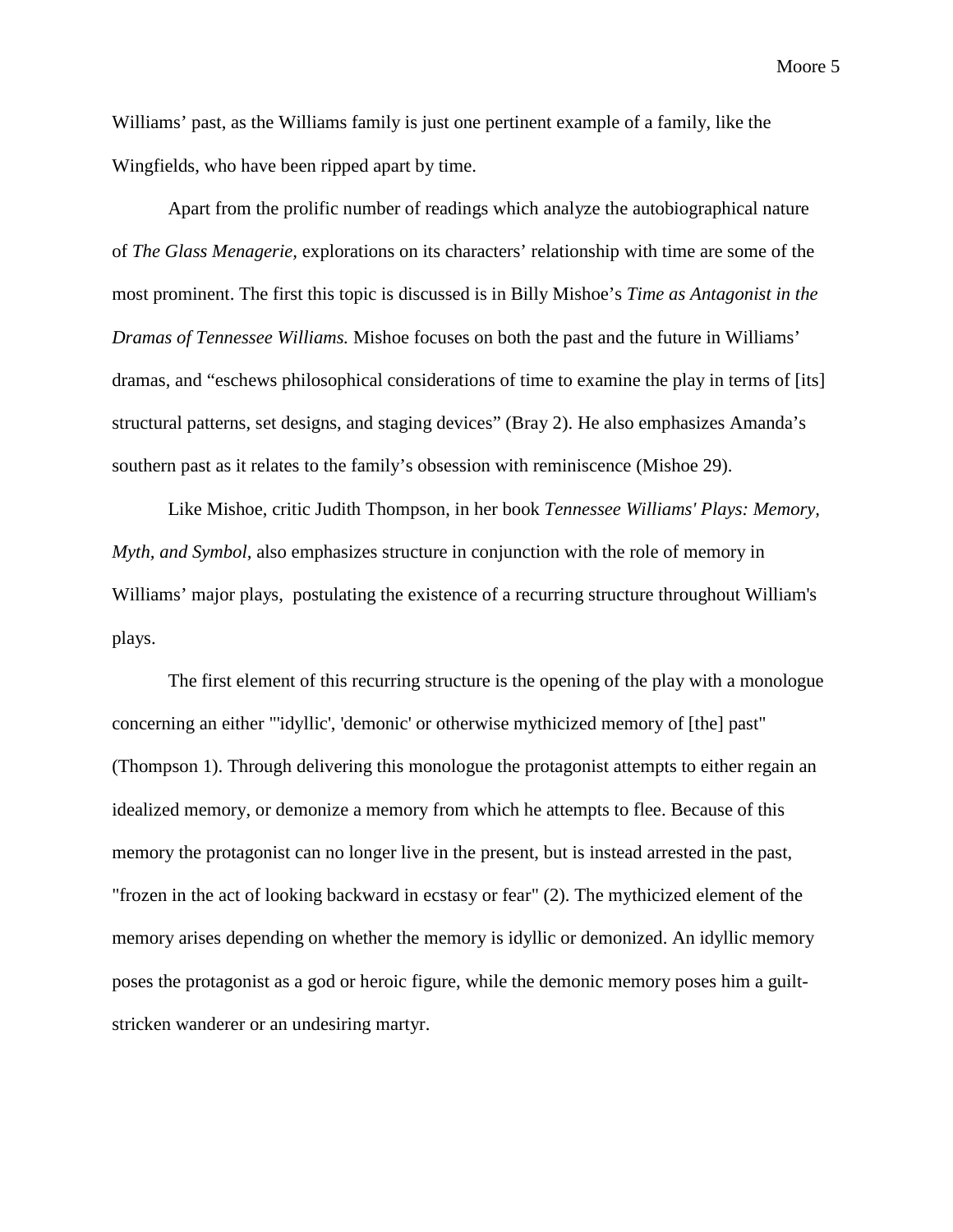Williams' past, as the Williams family is just one pertinent example of a family, like the Wingfields, who have been ripped apart by time.

Apart from the prolific number of readings which analyze the autobiographical nature of *The Glass Menagerie,* explorations on its characters' relationship with time are some of the most prominent. The first this topic is discussed is in Billy Mishoe's *Time as Antagonist in the Dramas of Tennessee Williams.* Mishoe focuses on both the past and the future in Williams' dramas, and "eschews philosophical considerations of time to examine the play in terms of [its] structural patterns, set designs, and staging devices" (Bray 2). He also emphasizes Amanda's southern past as it relates to the family's obsession with reminiscence (Mishoe 29).

Like Mishoe, critic Judith Thompson, in her book *Tennessee Williams' Plays: Memory, Myth, and Symbol*, also emphasizes structure in conjunction with the role of memory in Williams' major plays, postulating the existence of a recurring structure throughout William's plays.

The first element of this recurring structure is the opening of the play with a monologue concerning an either "'idyllic', 'demonic' or otherwise mythicized memory of [the] past" (Thompson 1). Through delivering this monologue the protagonist attempts to either regain an idealized memory, or demonize a memory from which he attempts to flee. Because of this memory the protagonist can no longer live in the present, but is instead arrested in the past, "frozen in the act of looking backward in ecstasy or fear" (2). The mythicized element of the memory arises depending on whether the memory is idyllic or demonized. An idyllic memory poses the protagonist as a god or heroic figure, while the demonic memory poses him a guilt-stricken wanderer or an undesiring martyr.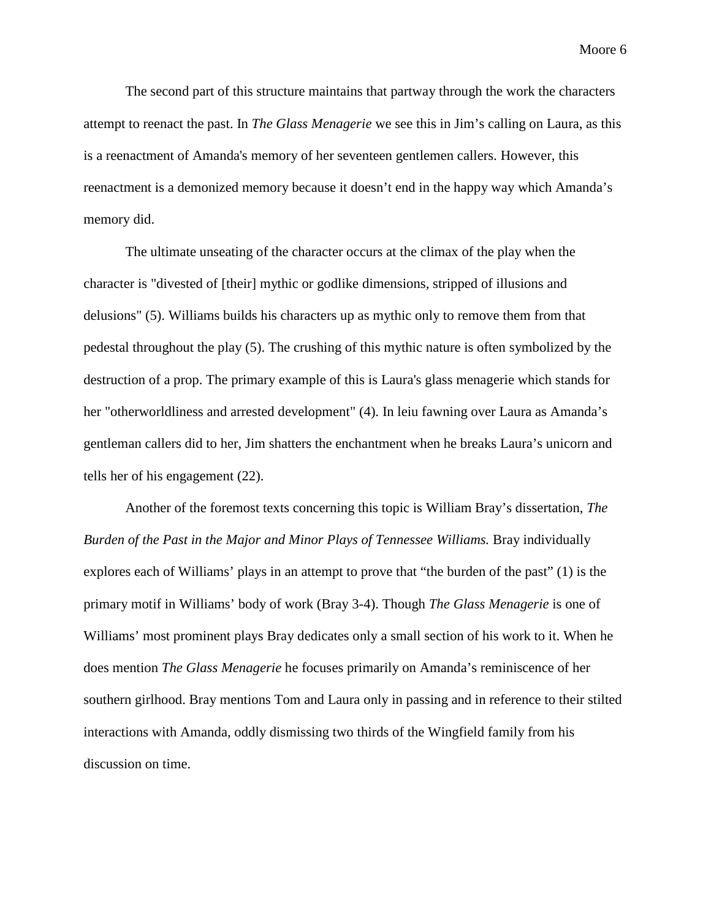The second part of this structure maintains that partway through the work the characters attempt to reenact the past. In *The Glass Menagerie* we see this in Jim's calling on Laura, as this is a reenactment of Amanda's memory of her seventeen gentlemen callers. However, this reenactment is a demonized memory because it doesn't end in the happy way which Amanda's memory did.

The ultimate unseating of the character occurs at the climax of the play when the character is "divested of [their] mythic or godlike dimensions, stripped of illusions and delusions" (5). Williams builds his characters up as mythic only to remove them from that pedestal throughout the play (5). The crushing of this mythic nature is often symbolized by the destruction of a prop. The primary example of this is Laura's glass menagerie which stands for her "otherworldliness and arrested development" (4). In leiu fawning over Laura as Amanda's gentleman callers did to her, Jim shatters the enchantment when he breaks Laura's unicorn and tells her of his engagement (22).

Another of the foremost texts concerning this topic is William Bray's dissertation, *The Burden of the Past in the Major and Minor Plays of Tennessee Williams.* Bray individually explores each of Williams' plays in an attempt to prove that "the burden of the past" (1) is the primary motif in Williams' body of work (Bray 3-4). Though *The Glass Menagerie* is one of Williams' most prominent plays Bray dedicates only a small section of his work to it. When he does mention *The Glass Menagerie* he focuses primarily on Amanda's reminiscence of her southern girlhood. Bray mentions Tom and Laura only in passing and in reference to their stilted interactions with Amanda, oddly dismissing two thirds of the Wingfield family from his discussion on time.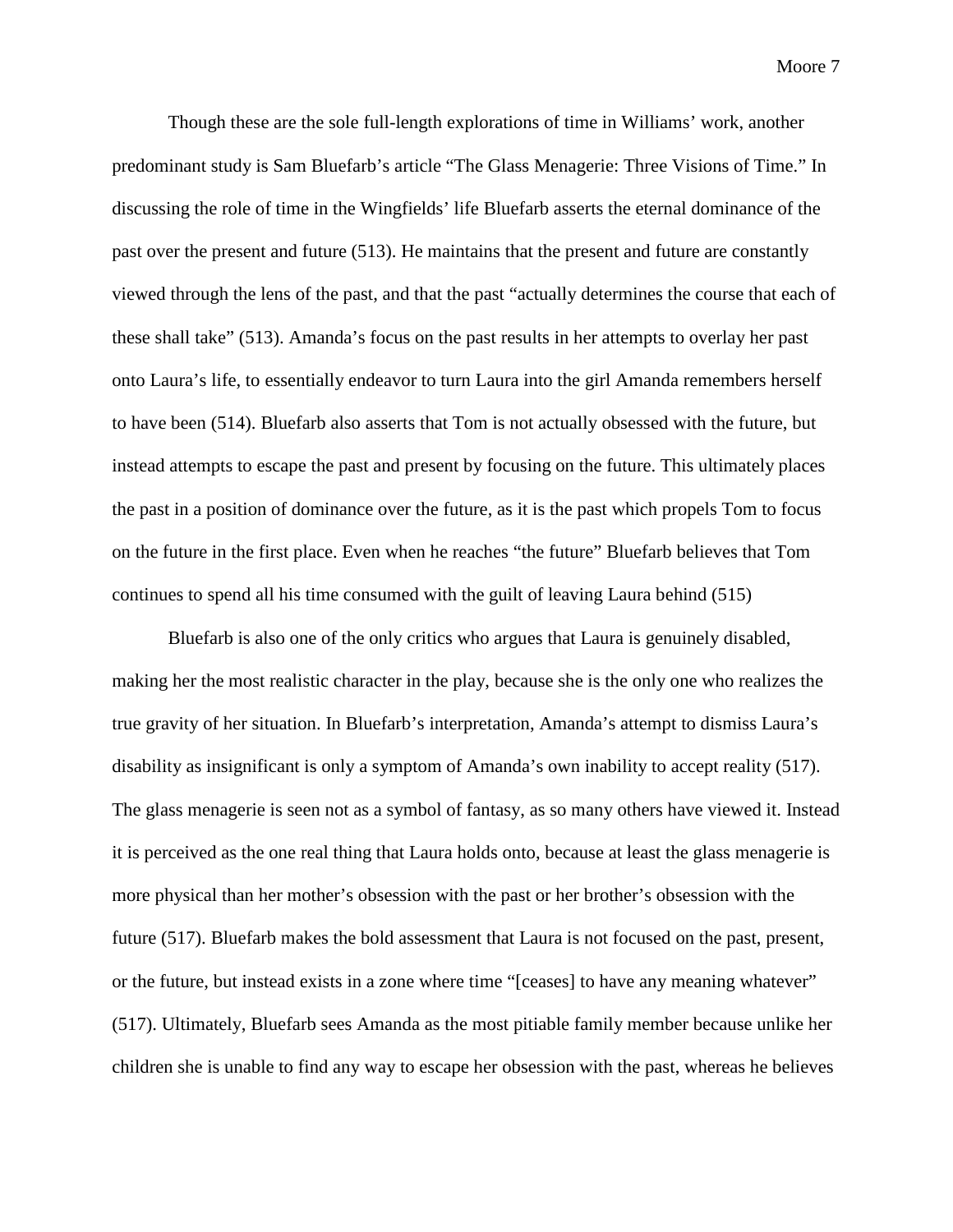Though these are the sole full-length explorations of time in Williams' work, another predominant study is Sam Bluefarb's article "The Glass Menagerie: Three Visions of Time." In discussing the role of time in the Wingfields' life Bluefarb asserts the eternal dominance of the past over the present and future (513). He maintains that the present and future are constantly viewed through the lens of the past, and that the past "actually determines the course that each of these shall take" (513). Amanda's focus on the past results in her attempts to overlay her past onto Laura's life, to essentially endeavor to turn Laura into the girl Amanda remembers herself to have been (514). Bluefarb also asserts that Tom is not actually obsessed with the future, but instead attempts to escape the past and present by focusing on the future. This ultimately places the past in a position of dominance over the future, as it is the past which propels Tom to focus on the future in the first place. Even when he reaches "the future" Bluefarb believes that Tom continues to spend all his time consumed with the guilt of leaving Laura behind (515)

Bluefarb is also one of the only critics who argues that Laura is genuinely disabled, making her the most realistic character in the play, because she is the only one who realizes the true gravity of her situation. In Bluefarb's interpretation, Amanda's attempt to dismiss Laura's disability as insignificant is only a symptom of Amanda's own inability to accept reality (517). The glass menagerie is seen not as a symbol of fantasy, as so many others have viewed it. Instead it is perceived as the one real thing that Laura holds onto, because at least the glass menagerie is more physical than her mother's obsession with the past or her brother's obsession with the future (517). Bluefarb makes the bold assessment that Laura is not focused on the past, present, or the future, but instead exists in a zone where time "[ceases] to have any meaning whatever" (517). Ultimately, Bluefarb sees Amanda as the most pitiable family member because unlike her children she is unable to find any way to escape her obsession with the past, whereas he believes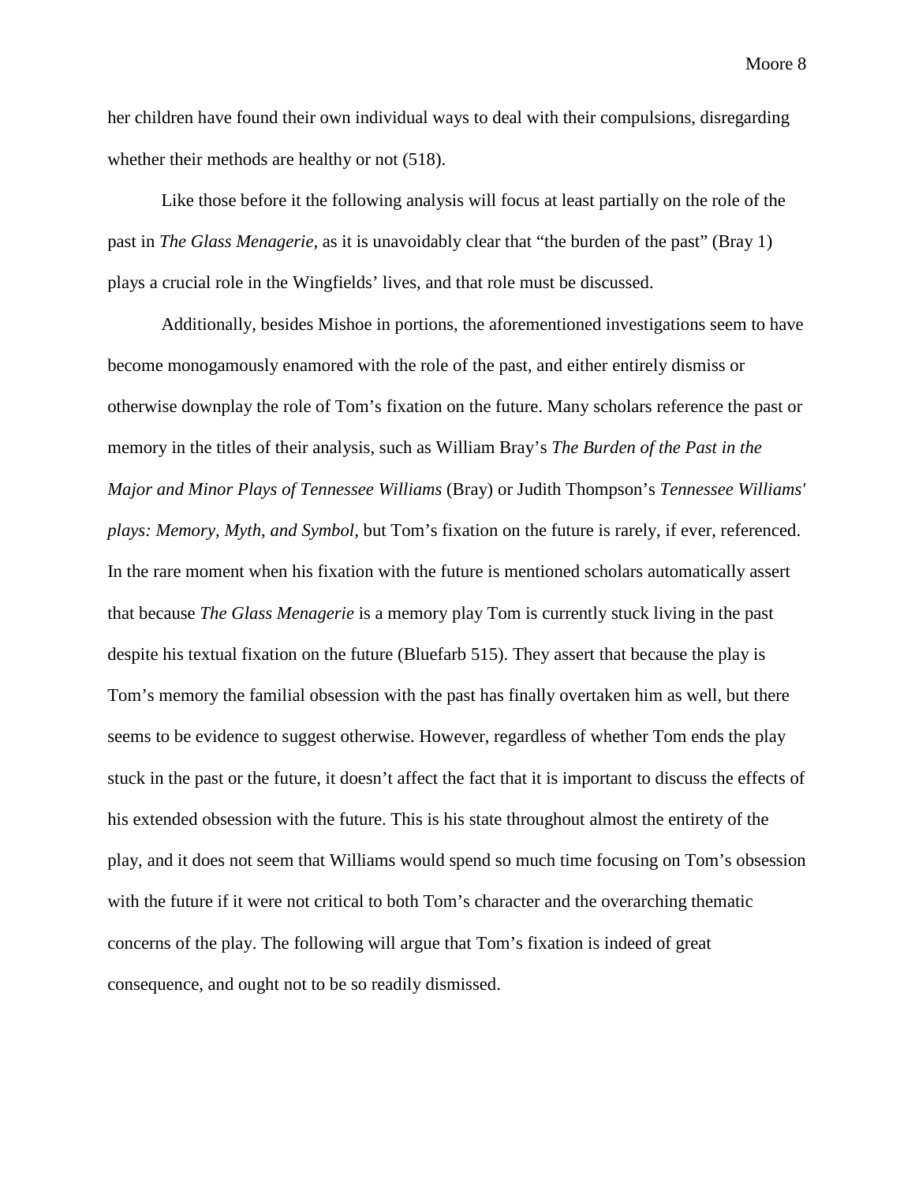her children have found their own individual ways to deal with their compulsions, disregarding whether their methods are healthy or not (518).

Like those before it the following analysis will focus at least partially on the role of the past in *The Glass Menagerie,* as it is unavoidably clear that "the burden of the past" (Bray 1) plays a crucial role in the Wingfields' lives, and that role must be discussed.

Additionally, besides Mishoe in portions, the aforementioned investigations seem to have become monogamously enamored with the role of the past, and either entirely dismiss or otherwise downplay the role of Tom's fixation on the future. Many scholars reference the past or memory in the titles of their analysis, such as William Bray's *The Burden of the Past in the Major and Minor Plays of Tennessee Williams* (Bray) or Judith Thompson's *Tennessee Williams' plays: Memory, Myth, and Symbol,* but Tom's fixation on the future is rarely, if ever, referenced. In the rare moment when his fixation with the future is mentioned scholars automatically assert that because *The Glass Menagerie* is a memory play Tom is currently stuck living in the past despite his textual fixation on the future (Bluefarb 515). They assert that because the play is Tom's memory the familial obsession with the past has finally overtaken him as well, but there seems to be evidence to suggest otherwise. However, regardless of whether Tom ends the play stuck in the past or the future, it doesn't affect the fact that it is important to discuss the effects of his extended obsession with the future. This is his state throughout almost the entirety of the play, and it does not seem that Williams would spend so much time focusing on Tom's obsession with the future if it were not critical to both Tom's character and the overarching thematic concerns of the play. The following will argue that Tom's fixation is indeed of great consequence, and ought not to be so readily dismissed.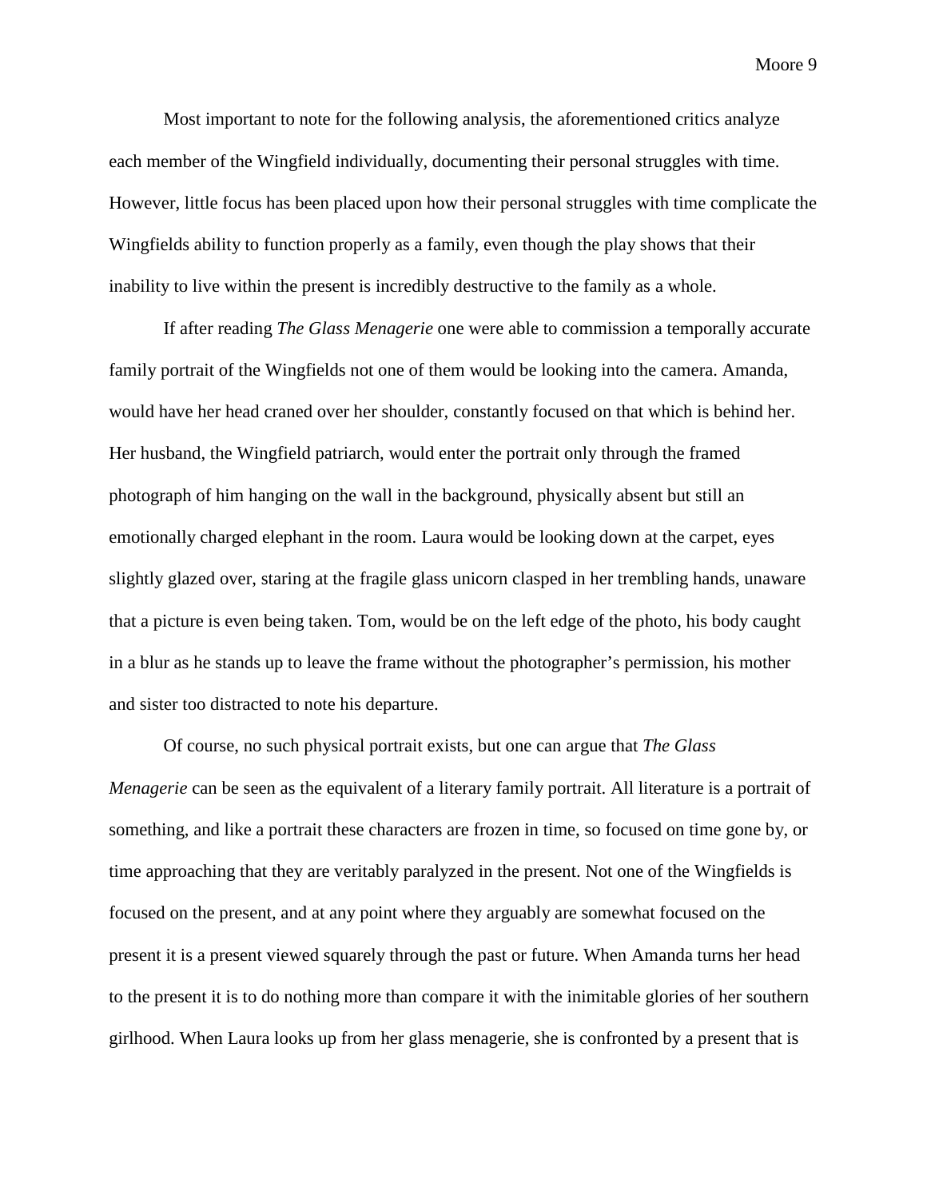Most important to note for the following analysis, the aforementioned critics analyze each member of the Wingfield individually, documenting their personal struggles with time. However, little focus has been placed upon how their personal struggles with time complicate the Wingfields ability to function properly as a family, even though the play shows that their inability to live within the present is incredibly destructive to the family as a whole.

If after reading *The Glass Menagerie* one were able to commission a temporally accurate family portrait of the Wingfields not one of them would be looking into the camera. Amanda, would have her head craned over her shoulder, constantly focused on that which is behind her. Her husband, the Wingfield patriarch, would enter the portrait only through the framed photograph of him hanging on the wall in the background, physically absent but still an emotionally charged elephant in the room. Laura would be looking down at the carpet, eyes slightly glazed over, staring at the fragile glass unicorn clasped in her trembling hands, unaware that a picture is even being taken. Tom, would be on the left edge of the photo, his body caught in a blur as he stands up to leave the frame without the photographer's permission, his mother and sister too distracted to note his departure.

Of course, no such physical portrait exists, but one can argue that *The Glass Menagerie* can be seen as the equivalent of a literary family portrait. All literature is a portrait of something, and like a portrait these characters are frozen in time, so focused on time gone by, or time approaching that they are veritably paralyzed in the present. Not one of the Wingfields is focused on the present, and at any point where they arguably are somewhat focused on the present it is a present viewed squarely through the past or future. When Amanda turns her head to the present it is to do nothing more than compare it with the inimitable glories of her southern girlhood. When Laura looks up from her glass menagerie, she is confronted by a present that is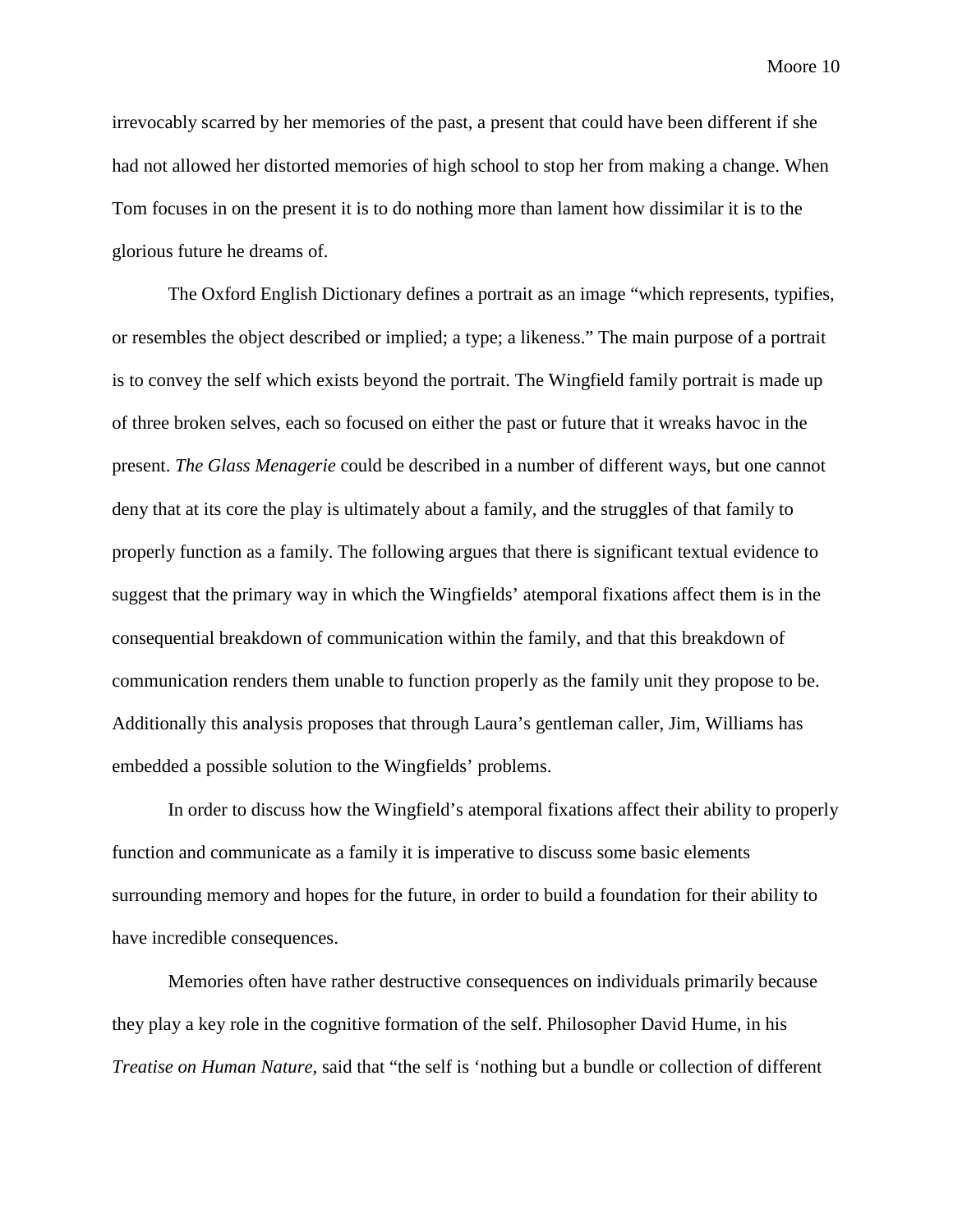irrevocably scarred by her memories of the past, a present that could have been different if she had not allowed her distorted memories of high school to stop her from making a change. When Tom focuses in on the present it is to do nothing more than lament how dissimilar it is to the glorious future he dreams of.

The Oxford English Dictionary defines a portrait as an image "which represents, typifies, or resembles the object described or implied; a type; a likeness." The main purpose of a portrait is to convey the self which exists beyond the portrait. The Wingfield family portrait is made up of three broken selves, each so focused on either the past or future that it wreaks havoc in the present. *The Glass Menagerie* could be described in a number of different ways, but one cannot deny that at its core the play is ultimately about a family, and the struggles of that family to properly function as a family. The following argues that there is significant textual evidence to suggest that the primary way in which the Wingfields' atemporal fixations affect them is in the consequential breakdown of communication within the family, and that this breakdown of communication renders them unable to function properly as the family unit they propose to be. Additionally this analysis proposes that through Laura's gentleman caller, Jim, Williams has embedded a possible solution to the Wingfields' problems.

In order to discuss how the Wingfield's atemporal fixations affect their ability to properly function and communicate as a family it is imperative to discuss some basic elements surrounding memory and hopes for the future, in order to build a foundation for their ability to have incredible consequences.

Memories often have rather destructive consequences on individuals primarily because they play a key role in the cognitive formation of the self. Philosopher David Hume, in his *Treatise on Human Nature*, said that "the self is 'nothing but a bundle or collection of different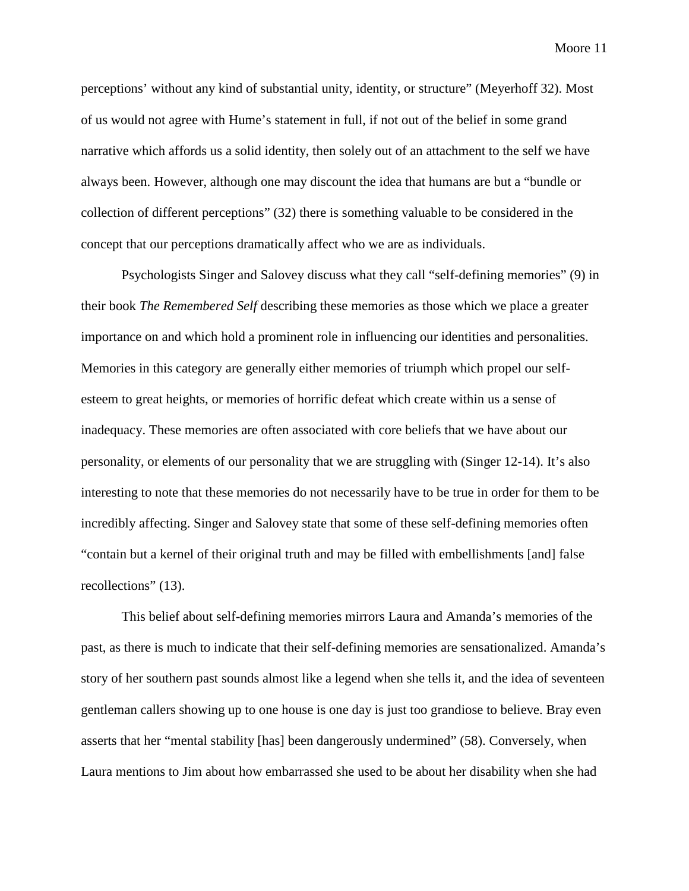perceptions' without any kind of substantial unity, identity, or structure" (Meyerhoff 32). Most of us would not agree with Hume's statement in full, if not out of the belief in some grand narrative which affords us a solid identity, then solely out of an attachment to the self we have always been. However, although one may discount the idea that humans are but a "bundle or collection of different perceptions" (32) there is something valuable to be considered in the concept that our perceptions dramatically affect who we are as individuals.

Psychologists Singer and Salovey discuss what they call "self-defining memories" (9) in their book *The Remembered Self* describing these memories as those which we place a greater importance on and which hold a prominent role in influencing our identities and personalities. Memories in this category are generally either memories of triumph which propel our self-esteem to great heights, or memories of horrific defeat which create within us a sense of inadequacy. These memories are often associated with core beliefs that we have about our personality, or elements of our personality that we are struggling with (Singer 12-14). It's also interesting to note that these memories do not necessarily have to be true in order for them to be incredibly affecting. Singer and Salovey state that some of these self-defining memories often "contain but a kernel of their original truth and may be filled with embellishments [and] false recollections" (13).

This belief about self-defining memories mirrors Laura and Amanda's memories of the past, as there is much to indicate that their self-defining memories are sensationalized. Amanda's story of her southern past sounds almost like a legend when she tells it, and the idea of seventeen gentleman callers showing up to one house is one day is just too grandiose to believe. Bray even asserts that her "mental stability [has] been dangerously undermined" (58). Conversely, when Laura mentions to Jim about how embarrassed she used to be about her disability when she had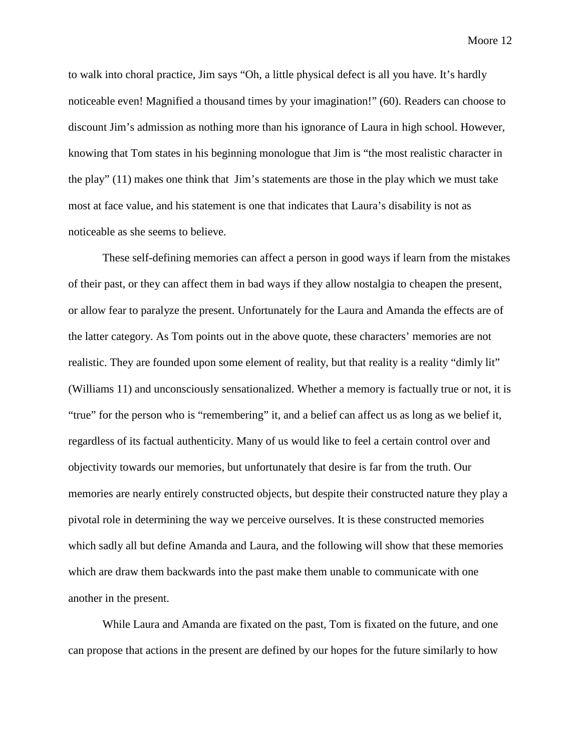to walk into choral practice, Jim says "Oh, a little physical defect is all you have. It's hardly noticeable even! Magnified a thousand times by your imagination!" (60). Readers can choose to discount Jim's admission as nothing more than his ignorance of Laura in high school. However, knowing that Tom states in his beginning monologue that Jim is "the most realistic character in the play" (11) makes one think that Jim's statements are those in the play which we must take most at face value, and his statement is one that indicates that Laura's disability is not as noticeable as she seems to believe.

These self-defining memories can affect a person in good ways if learn from the mistakes of their past, or they can affect them in bad ways if they allow nostalgia to cheapen the present, or allow fear to paralyze the present. Unfortunately for the Laura and Amanda the effects are of the latter category. As Tom points out in the above quote, these characters' memories are not realistic. They are founded upon some element of reality, but that reality is a reality "dimly lit" (Williams 11) and unconsciously sensationalized. Whether a memory is factually true or not, it is "true" for the person who is "remembering" it, and a belief can affect us as long as we belief it, regardless of its factual authenticity. Many of us would like to feel a certain control over and objectivity towards our memories, but unfortunately that desire is far from the truth. Our memories are nearly entirely constructed objects, but despite their constructed nature they play a pivotal role in determining the way we perceive ourselves. It is these constructed memories which sadly all but define Amanda and Laura, and the following will show that these memories which are draw them backwards into the past make them unable to communicate with one another in the present.

While Laura and Amanda are fixated on the past, Tom is fixated on the future, and one can propose that actions in the present are defined by our hopes for the future similarly to how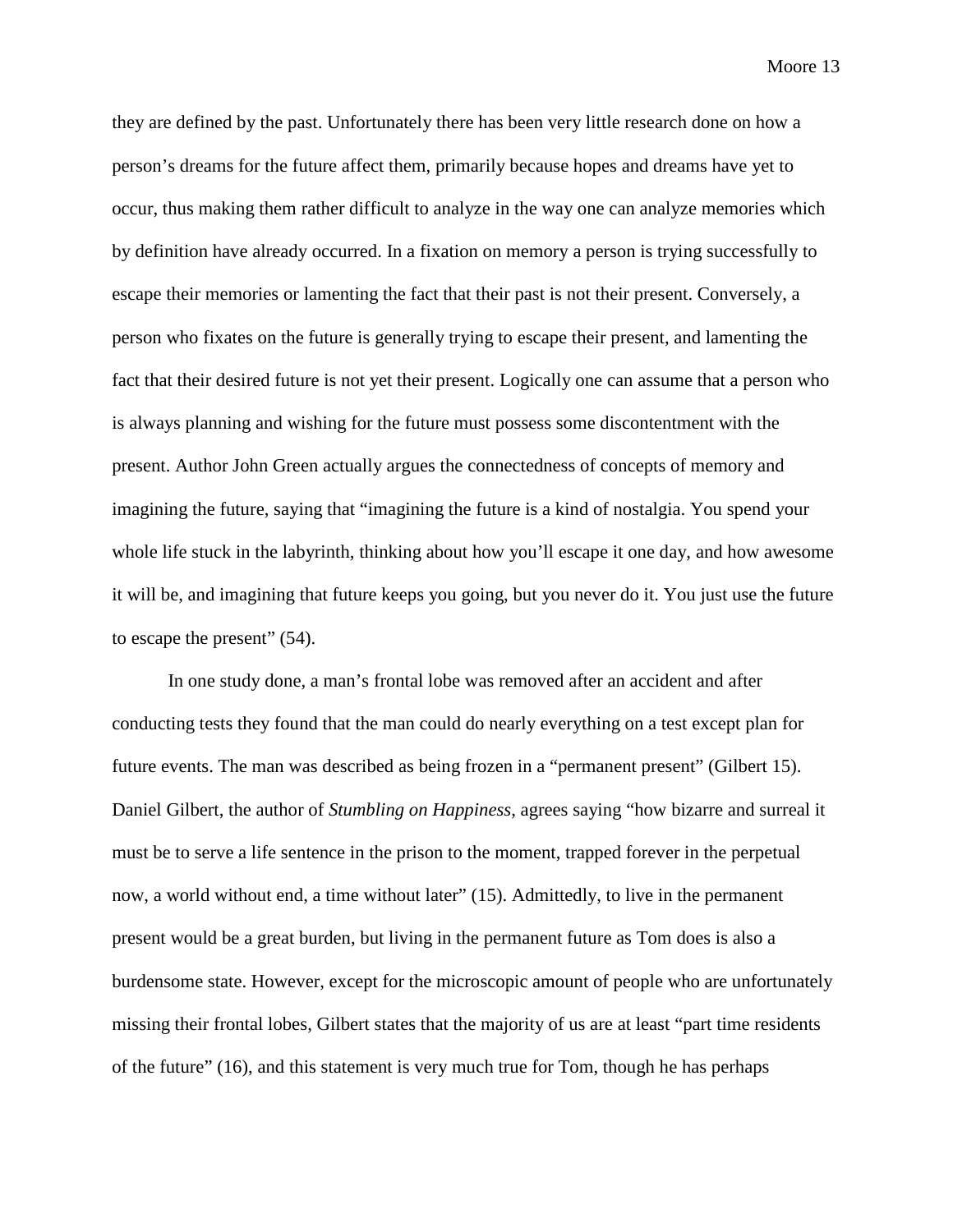they are defined by the past. Unfortunately there has been very little research done on how a person's dreams for the future affect them, primarily because hopes and dreams have yet to occur, thus making them rather difficult to analyze in the way one can analyze memories which by definition have already occurred. In a fixation on memory a person is trying successfully to escape their memories or lamenting the fact that their past is not their present. Conversely, a person who fixates on the future is generally trying to escape their present, and lamenting the fact that their desired future is not yet their present. Logically one can assume that a person who is always planning and wishing for the future must possess some discontentment with the present. Author John Green actually argues the connectedness of concepts of memory and imagining the future, saying that "imagining the future is a kind of nostalgia. You spend your whole life stuck in the labyrinth, thinking about how you'll escape it one day, and how awesome it will be, and imagining that future keeps you going, but you never do it. You just use the future to escape the present" (54).

In one study done, a man's frontal lobe was removed after an accident and after conducting tests they found that the man could do nearly everything on a test except plan for future events. The man was described as being frozen in a "permanent present" (Gilbert 15). Daniel Gilbert, the author of *Stumbling on Happiness*, agrees saying "how bizarre and surreal it must be to serve a life sentence in the prison to the moment, trapped forever in the perpetual now, a world without end, a time without later" (15). Admittedly, to live in the permanent present would be a great burden, but living in the permanent future as Tom does is also a burdensome state. However, except for the microscopic amount of people who are unfortunately missing their frontal lobes, Gilbert states that the majority of us are at least "part time residents of the future" (16), and this statement is very much true for Tom, though he has perhaps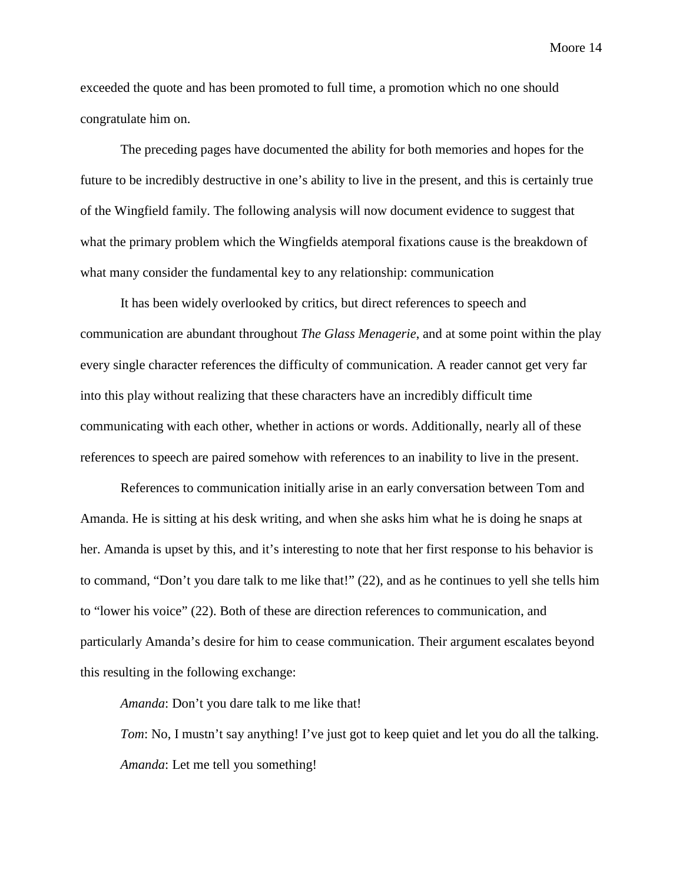exceeded the quote and has been promoted to full time, a promotion which no one should congratulate him on.

The preceding pages have documented the ability for both memories and hopes for the future to be incredibly destructive in one's ability to live in the present, and this is certainly true of the Wingfield family. The following analysis will now document evidence to suggest that what the primary problem which the Wingfields atemporal fixations cause is the breakdown of what many consider the fundamental key to any relationship: communication

It has been widely overlooked by critics, but direct references to speech and communication are abundant throughout *The Glass Menagerie*, and at some point within the play every single character references the difficulty of communication. A reader cannot get very far into this play without realizing that these characters have an incredibly difficult time communicating with each other, whether in actions or words. Additionally, nearly all of these references to speech are paired somehow with references to an inability to live in the present.

References to communication initially arise in an early conversation between Tom and Amanda. He is sitting at his desk writing, and when she asks him what he is doing he snaps at her. Amanda is upset by this, and it's interesting to note that her first response to his behavior is to command, "Don't you dare talk to me like that!" (22), and as he continues to yell she tells him to "lower his voice" (22). Both of these are direction references to communication, and particularly Amanda's desire for him to cease communication. Their argument escalates beyond this resulting in the following exchange:

*Amanda*: Don't you dare talk to me like that!

*Tom*: No, I mustn't say anything! I've just got to keep quiet and let you do all the talking.

*Amanda*: Let me tell you something!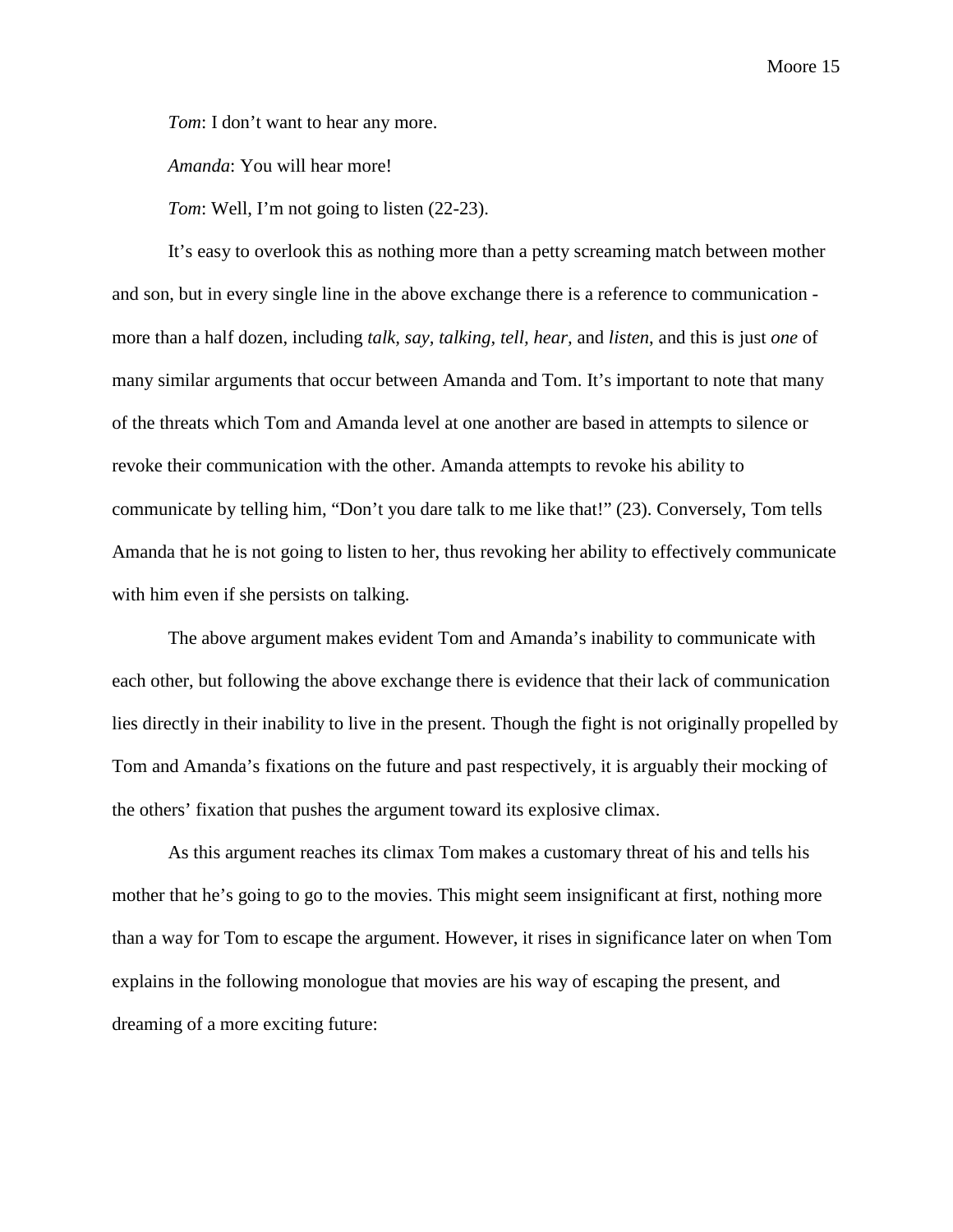*Tom*: I don't want to hear any more.

*Amanda*: You will hear more!

*Tom*: Well, I'm not going to listen (22-23).

It's easy to overlook this as nothing more than a petty screaming match between mother and son, but in every single line in the above exchange there is a reference to communication - more than a half dozen, including *talk*, *say*, *talking*, *tell*, *hear*, and *listen*, and this is just *one* of many similar arguments that occur between Amanda and Tom. It's important to note that many of the threats which Tom and Amanda level at one another are based in attempts to silence or revoke their communication with the other. Amanda attempts to revoke his ability to communicate by telling him, "Don't you dare talk to me like that!" (23). Conversely, Tom tells Amanda that he is not going to listen to her, thus revoking her ability to effectively communicate with him even if she persists on talking.

The above argument makes evident Tom and Amanda's inability to communicate with each other, but following the above exchange there is evidence that their lack of communication lies directly in their inability to live in the present. Though the fight is not originally propelled by Tom and Amanda's fixations on the future and past respectively, it is arguably their mocking of the others' fixation that pushes the argument toward its explosive climax.

As this argument reaches its climax Tom makes a customary threat of his and tells his mother that he's going to go to the movies. This might seem insignificant at first, nothing more than a way for Tom to escape the argument. However, it rises in significance later on when Tom explains in the following monologue that movies are his way of escaping the present, and dreaming of a more exciting future: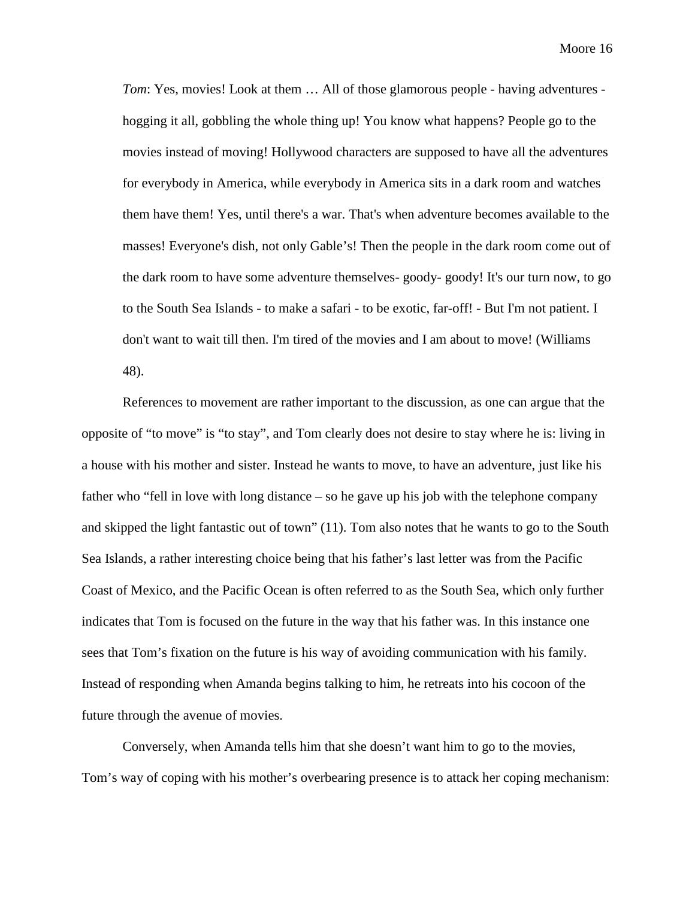> *Tom*: Yes, movies! Look at them … All of those glamorous people - having adventures - hogging it all, gobbling the whole thing up! You know what happens? People go to the movies instead of moving! Hollywood characters are supposed to have all the adventures for everybody in America, while everybody in America sits in a dark room and watches them have them! Yes, until there's a war. That's when adventure becomes available to the masses! Everyone's dish, not only Gable's! Then the people in the dark room come out of the dark room to have some adventure themselves- goody- goody! It's our turn now, to go to the South Sea Islands - to make a safari - to be exotic, far-off! - But I'm not patient. I don't want to wait till then. I'm tired of the movies and I am about to move! (Williams 48).

References to movement are rather important to the discussion, as one can argue that the opposite of "to move" is "to stay", and Tom clearly does not desire to stay where he is: living in a house with his mother and sister. Instead he wants to move, to have an adventure, just like his father who "fell in love with long distance – so he gave up his job with the telephone company and skipped the light fantastic out of town" (11). Tom also notes that he wants to go to the South Sea Islands, a rather interesting choice being that his father's last letter was from the Pacific Coast of Mexico, and the Pacific Ocean is often referred to as the South Sea, which only further indicates that Tom is focused on the future in the way that his father was. In this instance one sees that Tom's fixation on the future is his way of avoiding communication with his family. Instead of responding when Amanda begins talking to him, he retreats into his cocoon of the future through the avenue of movies.

Conversely, when Amanda tells him that she doesn't want him to go to the movies, Tom's way of coping with his mother's overbearing presence is to attack her coping mechanism: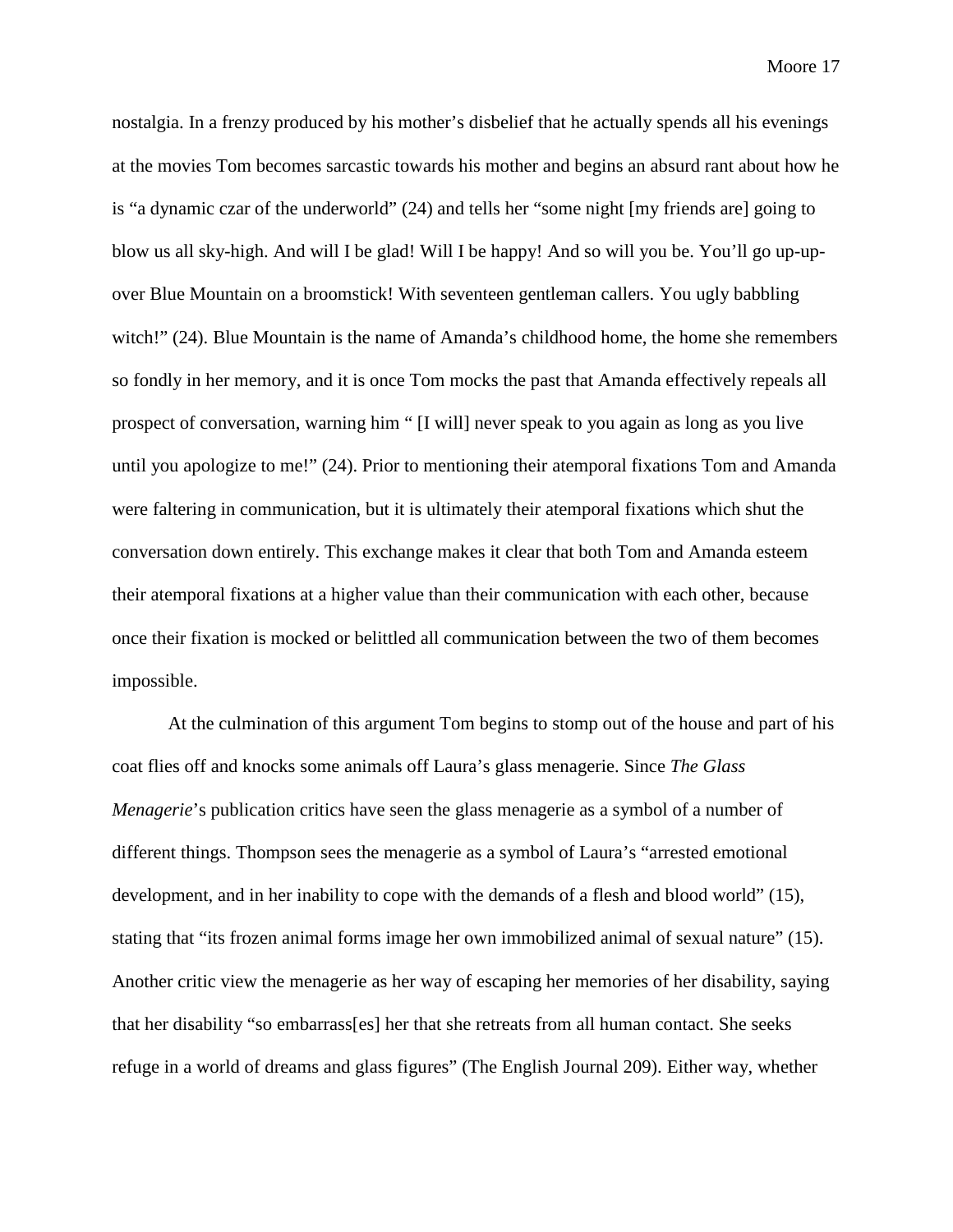nostalgia. In a frenzy produced by his mother's disbelief that he actually spends all his evenings at the movies Tom becomes sarcastic towards his mother and begins an absurd rant about how he is "a dynamic czar of the underworld" (24) and tells her "some night [my friends are] going to blow us all sky-high. And will I be glad! Will I be happy! And so will you be. You'll go up-up-over Blue Mountain on a broomstick! With seventeen gentleman callers. You ugly babbling witch!" (24). Blue Mountain is the name of Amanda's childhood home, the home she remembers so fondly in her memory, and it is once Tom mocks the past that Amanda effectively repeals all prospect of conversation, warning him " [I will] never speak to you again as long as you live until you apologize to me!" (24). Prior to mentioning their atemporal fixations Tom and Amanda were faltering in communication, but it is ultimately their atemporal fixations which shut the conversation down entirely. This exchange makes it clear that both Tom and Amanda esteem their atemporal fixations at a higher value than their communication with each other, because once their fixation is mocked or belittled all communication between the two of them becomes impossible.

At the culmination of this argument Tom begins to stomp out of the house and part of his coat flies off and knocks some animals off Laura's glass menagerie. Since *The Glass Menagerie*'s publication critics have seen the glass menagerie as a symbol of a number of different things. Thompson sees the menagerie as a symbol of Laura's "arrested emotional development, and in her inability to cope with the demands of a flesh and blood world" (15), stating that "its frozen animal forms image her own immobilized animal of sexual nature" (15). Another critic view the menagerie as her way of escaping her memories of her disability, saying that her disability "so embarrass[es] her that she retreats from all human contact. She seeks refuge in a world of dreams and glass figures" (The English Journal 209). Either way, whether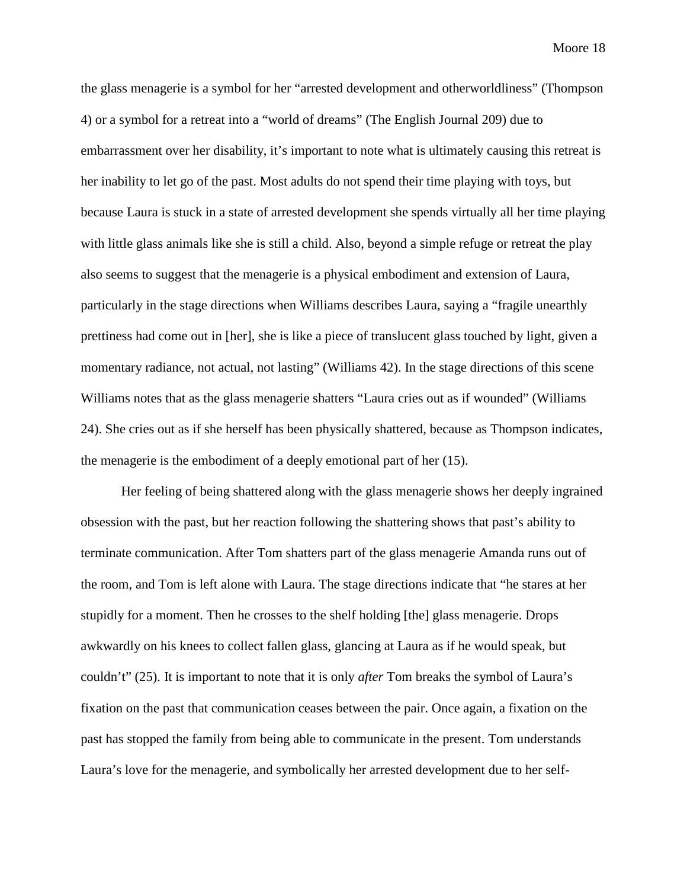the glass menagerie is a symbol for her "arrested development and otherworldliness" (Thompson 4) or a symbol for a retreat into a "world of dreams" (The English Journal 209) due to embarrassment over her disability, it's important to note what is ultimately causing this retreat is her inability to let go of the past. Most adults do not spend their time playing with toys, but because Laura is stuck in a state of arrested development she spends virtually all her time playing with little glass animals like she is still a child. Also, beyond a simple refuge or retreat the play also seems to suggest that the menagerie is a physical embodiment and extension of Laura, particularly in the stage directions when Williams describes Laura, saying a "fragile unearthly prettiness had come out in [her], she is like a piece of translucent glass touched by light, given a momentary radiance, not actual, not lasting" (Williams 42). In the stage directions of this scene Williams notes that as the glass menagerie shatters "Laura cries out as if wounded" (Williams 24). She cries out as if she herself has been physically shattered, because as Thompson indicates, the menagerie is the embodiment of a deeply emotional part of her (15).

Her feeling of being shattered along with the glass menagerie shows her deeply ingrained obsession with the past, but her reaction following the shattering shows that past's ability to terminate communication. After Tom shatters part of the glass menagerie Amanda runs out of the room, and Tom is left alone with Laura. The stage directions indicate that "he stares at her stupidly for a moment. Then he crosses to the shelf holding [the] glass menagerie. Drops awkwardly on his knees to collect fallen glass, glancing at Laura as if he would speak, but couldn't" (25). It is important to note that it is only *after* Tom breaks the symbol of Laura's fixation on the past that communication ceases between the pair. Once again, a fixation on the past has stopped the family from being able to communicate in the present. Tom understands Laura's love for the menagerie, and symbolically her arrested development due to her self-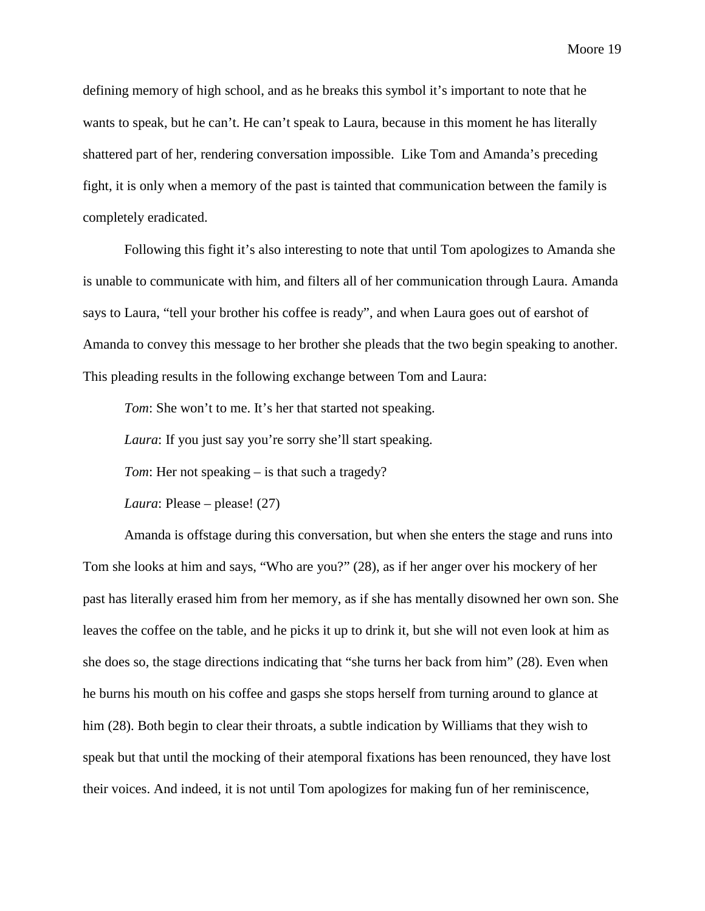defining memory of high school, and as he breaks this symbol it's important to note that he wants to speak, but he can't. He can't speak to Laura, because in this moment he has literally shattered part of her, rendering conversation impossible.  Like Tom and Amanda's preceding fight, it is only when a memory of the past is tainted that communication between the family is completely eradicated.

Following this fight it's also interesting to note that until Tom apologizes to Amanda she is unable to communicate with him, and filters all of her communication through Laura. Amanda says to Laura, "tell your brother his coffee is ready", and when Laura goes out of earshot of Amanda to convey this message to her brother she pleads that the two begin speaking to another. This pleading results in the following exchange between Tom and Laura:

> *Tom*: She won't to me. It's her that started not speaking.
>
> *Laura*: If you just say you're sorry she'll start speaking.
>
> *Tom*: Her not speaking – is that such a tragedy?
>
> *Laura*: Please – please! (27)

Amanda is offstage during this conversation, but when she enters the stage and runs into Tom she looks at him and says, "Who are you?" (28), as if her anger over his mockery of her past has literally erased him from her memory, as if she has mentally disowned her own son. She leaves the coffee on the table, and he picks it up to drink it, but she will not even look at him as she does so, the stage directions indicating that "she turns her back from him" (28). Even when he burns his mouth on his coffee and gasps she stops herself from turning around to glance at him (28). Both begin to clear their throats, a subtle indication by Williams that they wish to speak but that until the mocking of their atemporal fixations has been renounced, they have lost their voices. And indeed, it is not until Tom apologizes for making fun of her reminiscence,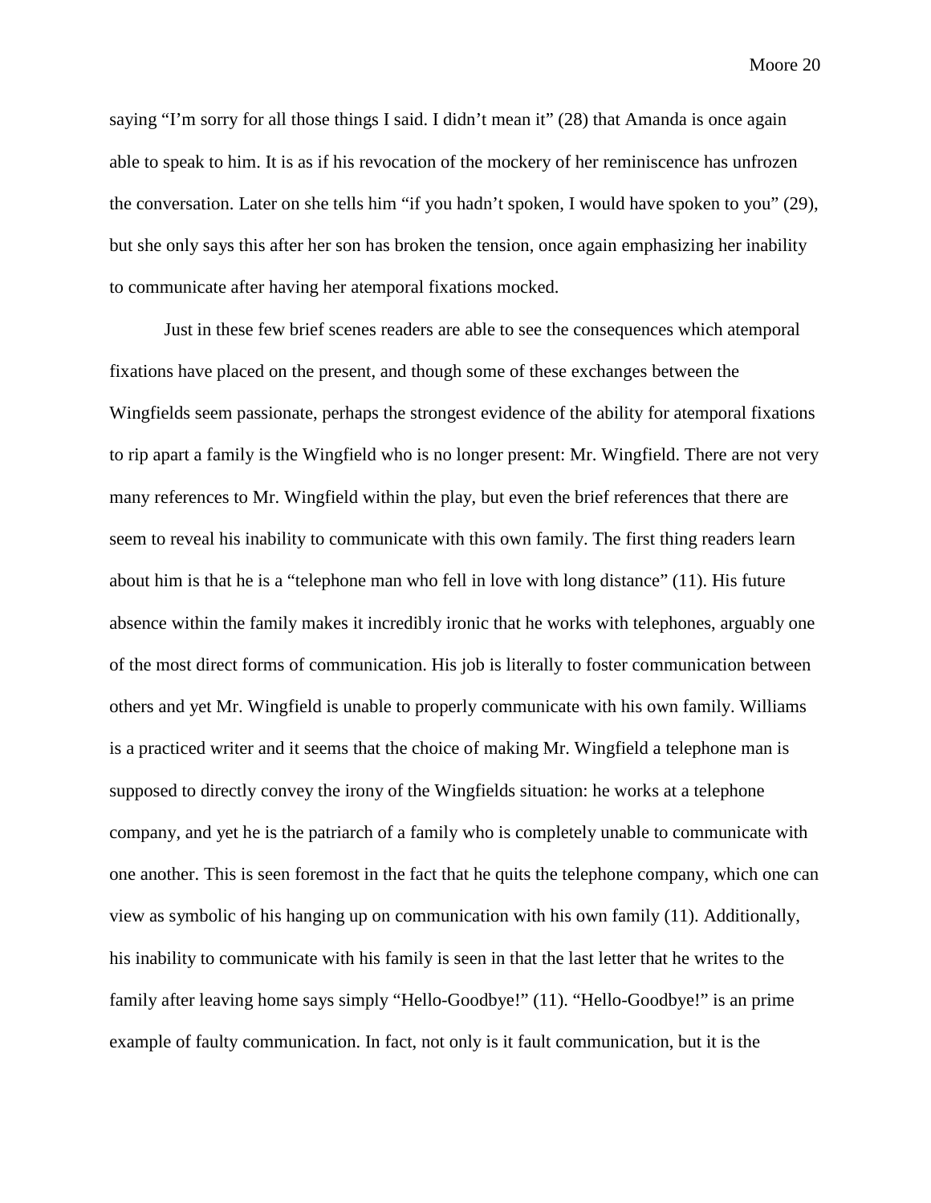saying "I'm sorry for all those things I said. I didn't mean it" (28) that Amanda is once again able to speak to him. It is as if his revocation of the mockery of her reminiscence has unfrozen the conversation. Later on she tells him "if you hadn't spoken, I would have spoken to you" (29), but she only says this after her son has broken the tension, once again emphasizing her inability to communicate after having her atemporal fixations mocked.

Just in these few brief scenes readers are able to see the consequences which atemporal fixations have placed on the present, and though some of these exchanges between the Wingfields seem passionate, perhaps the strongest evidence of the ability for atemporal fixations to rip apart a family is the Wingfield who is no longer present: Mr. Wingfield. There are not very many references to Mr. Wingfield within the play, but even the brief references that there are seem to reveal his inability to communicate with this own family. The first thing readers learn about him is that he is a "telephone man who fell in love with long distance" (11). His future absence within the family makes it incredibly ironic that he works with telephones, arguably one of the most direct forms of communication. His job is literally to foster communication between others and yet Mr. Wingfield is unable to properly communicate with his own family. Williams is a practiced writer and it seems that the choice of making Mr. Wingfield a telephone man is supposed to directly convey the irony of the Wingfields situation: he works at a telephone company, and yet he is the patriarch of a family who is completely unable to communicate with one another. This is seen foremost in the fact that he quits the telephone company, which one can view as symbolic of his hanging up on communication with his own family (11). Additionally, his inability to communicate with his family is seen in that the last letter that he writes to the family after leaving home says simply "Hello-Goodbye!" (11). "Hello-Goodbye!" is an prime example of faulty communication. In fact, not only is it fault communication, but it is the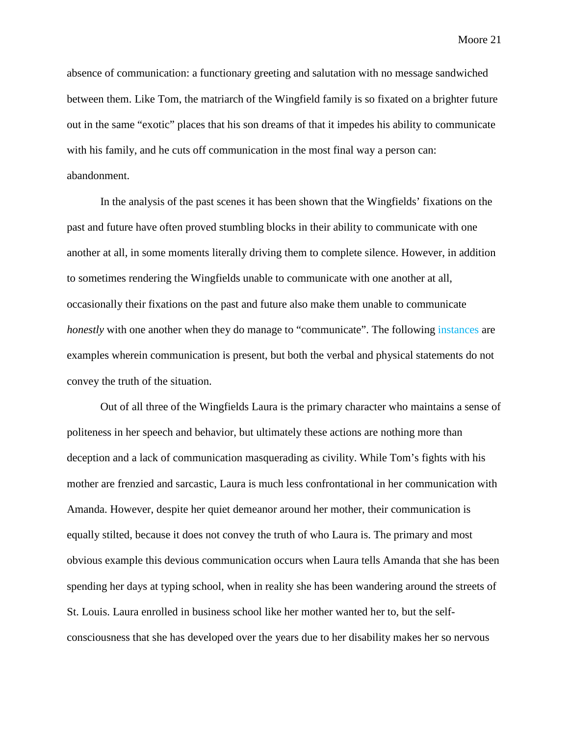absence of communication: a functionary greeting and salutation with no message sandwiched between them. Like Tom, the matriarch of the Wingfield family is so fixated on a brighter future out in the same "exotic" places that his son dreams of that it impedes his ability to communicate with his family, and he cuts off communication in the most final way a person can: abandonment.

In the analysis of the past scenes it has been shown that the Wingfields' fixations on the past and future have often proved stumbling blocks in their ability to communicate with one another at all, in some moments literally driving them to complete silence. However, in addition to sometimes rendering the Wingfields unable to communicate with one another at all, occasionally their fixations on the past and future also make them unable to communicate *honestly* with one another when they do manage to "communicate". The following instances are examples wherein communication is present, but both the verbal and physical statements do not convey the truth of the situation.

Out of all three of the Wingfields Laura is the primary character who maintains a sense of politeness in her speech and behavior, but ultimately these actions are nothing more than deception and a lack of communication masquerading as civility. While Tom's fights with his mother are frenzied and sarcastic, Laura is much less confrontational in her communication with Amanda. However, despite her quiet demeanor around her mother, their communication is equally stilted, because it does not convey the truth of who Laura is. The primary and most obvious example this devious communication occurs when Laura tells Amanda that she has been spending her days at typing school, when in reality she has been wandering around the streets of St. Louis. Laura enrolled in business school like her mother wanted her to, but the self-consciousness that she has developed over the years due to her disability makes her so nervous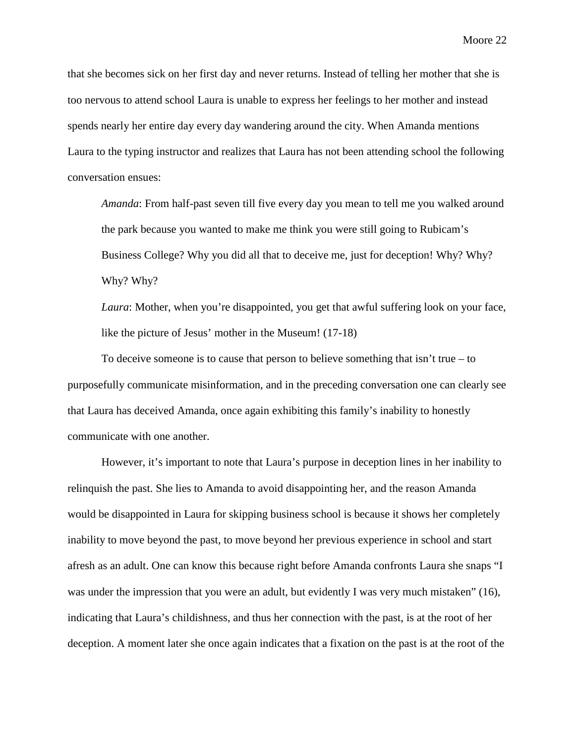that she becomes sick on her first day and never returns. Instead of telling her mother that she is too nervous to attend school Laura is unable to express her feelings to her mother and instead spends nearly her entire day every day wandering around the city. When Amanda mentions Laura to the typing instructor and realizes that Laura has not been attending school the following conversation ensues:

> *Amanda*: From half-past seven till five every day you mean to tell me you walked around the park because you wanted to make me think you were still going to Rubicam's Business College? Why you did all that to deceive me, just for deception! Why? Why? Why? Why?
>
> *Laura*: Mother, when you're disappointed, you get that awful suffering look on your face, like the picture of Jesus' mother in the Museum! (17-18)

To deceive someone is to cause that person to believe something that isn't true – to purposefully communicate misinformation, and in the preceding conversation one can clearly see that Laura has deceived Amanda, once again exhibiting this family's inability to honestly communicate with one another.

However, it's important to note that Laura's purpose in deception lines in her inability to relinquish the past. She lies to Amanda to avoid disappointing her, and the reason Amanda would be disappointed in Laura for skipping business school is because it shows her completely inability to move beyond the past, to move beyond her previous experience in school and start afresh as an adult. One can know this because right before Amanda confronts Laura she snaps "I was under the impression that you were an adult, but evidently I was very much mistaken" (16), indicating that Laura's childishness, and thus her connection with the past, is at the root of her deception. A moment later she once again indicates that a fixation on the past is at the root of the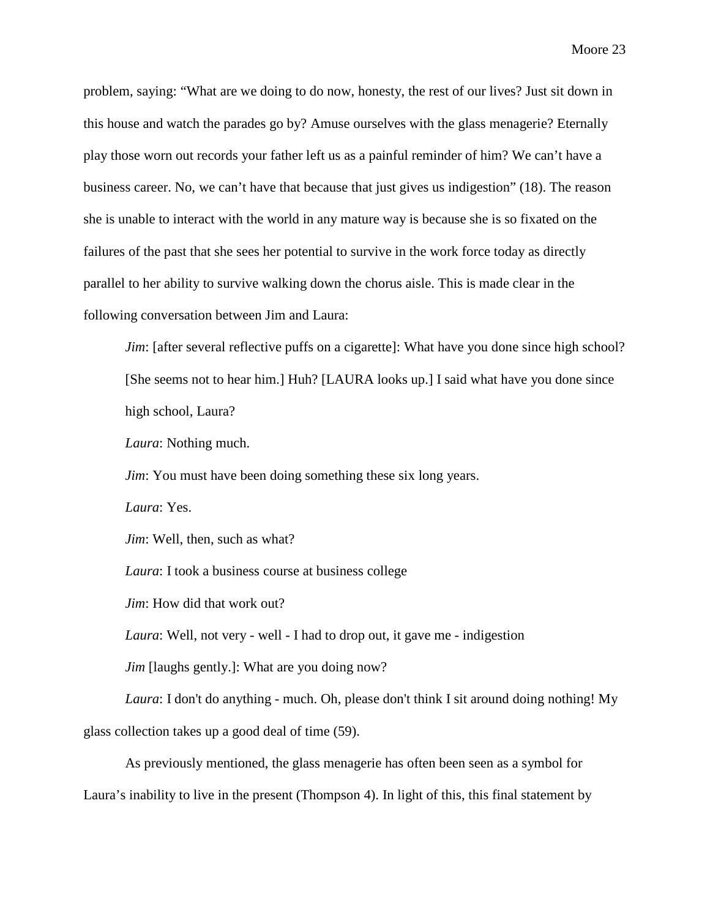problem, saying: "What are we doing to do now, honesty, the rest of our lives? Just sit down in this house and watch the parades go by? Amuse ourselves with the glass menagerie? Eternally play those worn out records your father left us as a painful reminder of him? We can't have a business career. No, we can't have that because that just gives us indigestion" (18). The reason she is unable to interact with the world in any mature way is because she is so fixated on the failures of the past that she sees her potential to survive in the work force today as directly parallel to her ability to survive walking down the chorus aisle. This is made clear in the following conversation between Jim and Laura:

> *Jim*: [after several reflective puffs on a cigarette]: What have you done since high school? [She seems not to hear him.] Huh? [LAURA looks up.] I said what have you done since high school, Laura?
>
> *Laura*: Nothing much.
>
> *Jim*: You must have been doing something these six long years.
>
> *Laura*: Yes.
>
> *Jim*: Well, then, such as what?
>
> *Laura*: I took a business course at business college
>
> *Jim*: How did that work out?
>
> *Laura*: Well, not very - well - I had to drop out, it gave me - indigestion
>
> *Jim* [laughs gently.]: What are you doing now?
>
> *Laura*: I don't do anything - much. Oh, please don't think I sit around doing nothing! My glass collection takes up a good deal of time (59).

As previously mentioned, the glass menagerie has often been seen as a symbol for Laura's inability to live in the present (Thompson 4). In light of this, this final statement by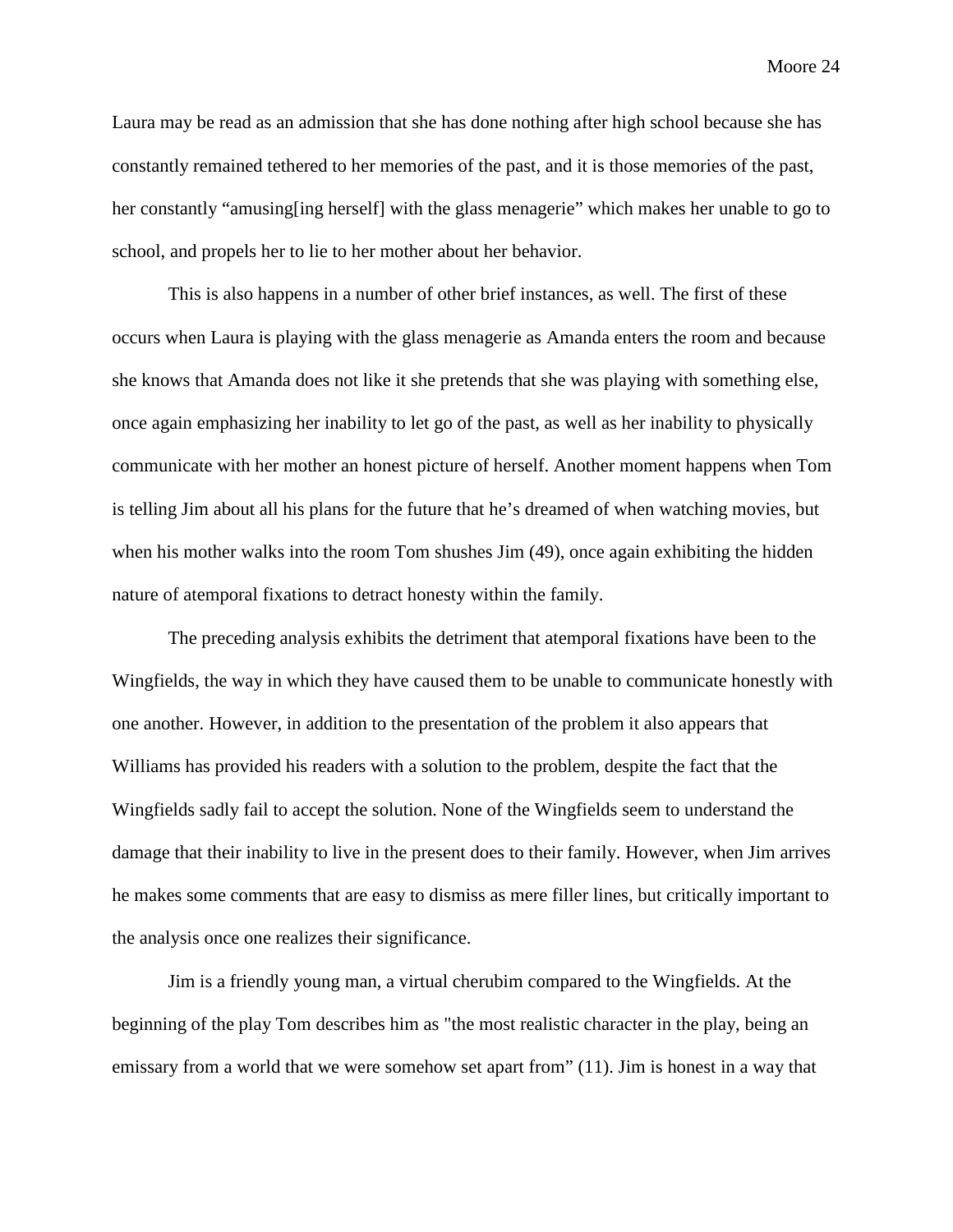Laura may be read as an admission that she has done nothing after high school because she has constantly remained tethered to her memories of the past, and it is those memories of the past, her constantly "amusing[ing herself] with the glass menagerie" which makes her unable to go to school, and propels her to lie to her mother about her behavior.

This is also happens in a number of other brief instances, as well. The first of these occurs when Laura is playing with the glass menagerie as Amanda enters the room and because she knows that Amanda does not like it she pretends that she was playing with something else, once again emphasizing her inability to let go of the past, as well as her inability to physically communicate with her mother an honest picture of herself. Another moment happens when Tom is telling Jim about all his plans for the future that he's dreamed of when watching movies, but when his mother walks into the room Tom shushes Jim (49), once again exhibiting the hidden nature of atemporal fixations to detract honesty within the family.

The preceding analysis exhibits the detriment that atemporal fixations have been to the Wingfields, the way in which they have caused them to be unable to communicate honestly with one another. However, in addition to the presentation of the problem it also appears that Williams has provided his readers with a solution to the problem, despite the fact that the Wingfields sadly fail to accept the solution. None of the Wingfields seem to understand the damage that their inability to live in the present does to their family. However, when Jim arrives he makes some comments that are easy to dismiss as mere filler lines, but critically important to the analysis once one realizes their significance.

Jim is a friendly young man, a virtual cherubim compared to the Wingfields. At the beginning of the play Tom describes him as "the most realistic character in the play, being an emissary from a world that we were somehow set apart from" (11). Jim is honest in a way that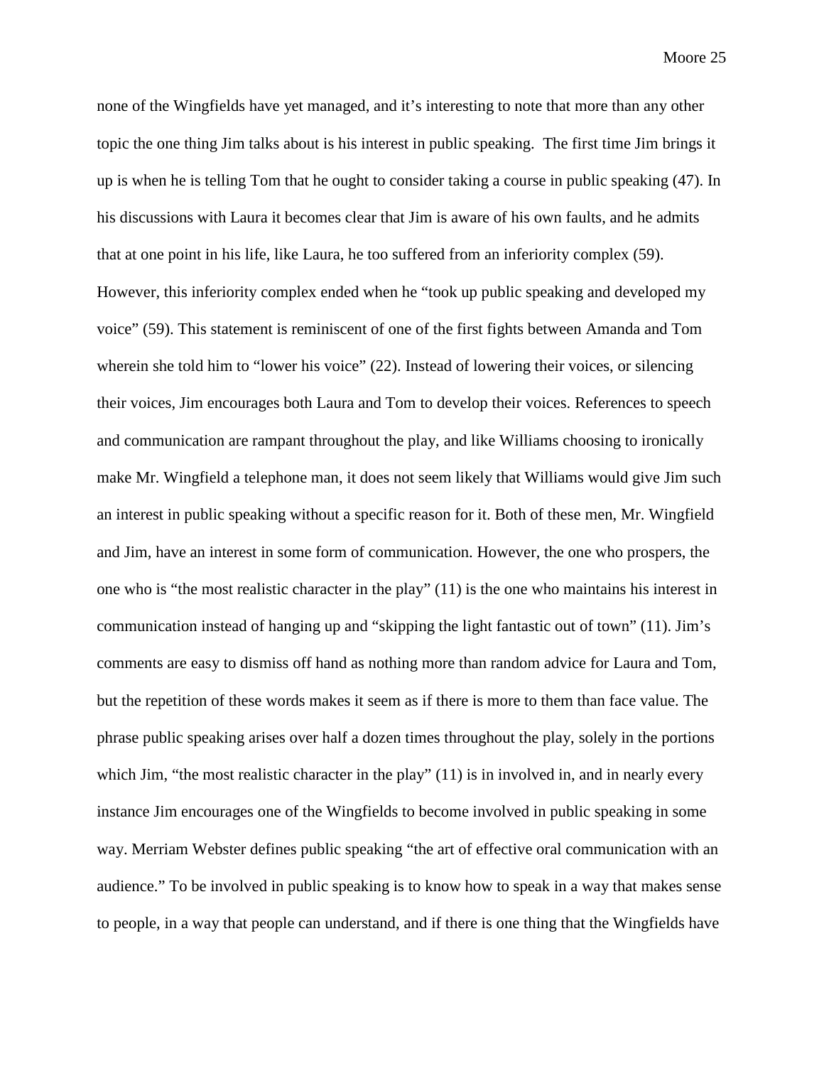none of the Wingfields have yet managed, and it's interesting to note that more than any other topic the one thing Jim talks about is his interest in public speaking.  The first time Jim brings it up is when he is telling Tom that he ought to consider taking a course in public speaking (47). In his discussions with Laura it becomes clear that Jim is aware of his own faults, and he admits that at one point in his life, like Laura, he too suffered from an inferiority complex (59). However, this inferiority complex ended when he "took up public speaking and developed my voice" (59). This statement is reminiscent of one of the first fights between Amanda and Tom wherein she told him to "lower his voice" (22). Instead of lowering their voices, or silencing their voices, Jim encourages both Laura and Tom to develop their voices. References to speech and communication are rampant throughout the play, and like Williams choosing to ironically make Mr. Wingfield a telephone man, it does not seem likely that Williams would give Jim such an interest in public speaking without a specific reason for it. Both of these men, Mr. Wingfield and Jim, have an interest in some form of communication. However, the one who prospers, the one who is "the most realistic character in the play" (11) is the one who maintains his interest in communication instead of hanging up and "skipping the light fantastic out of town" (11). Jim's comments are easy to dismiss off hand as nothing more than random advice for Laura and Tom, but the repetition of these words makes it seem as if there is more to them than face value. The phrase public speaking arises over half a dozen times throughout the play, solely in the portions which Jim, "the most realistic character in the play" (11) is in involved in, and in nearly every instance Jim encourages one of the Wingfields to become involved in public speaking in some way. Merriam Webster defines public speaking "the art of effective oral communication with an audience." To be involved in public speaking is to know how to speak in a way that makes sense to people, in a way that people can understand, and if there is one thing that the Wingfields have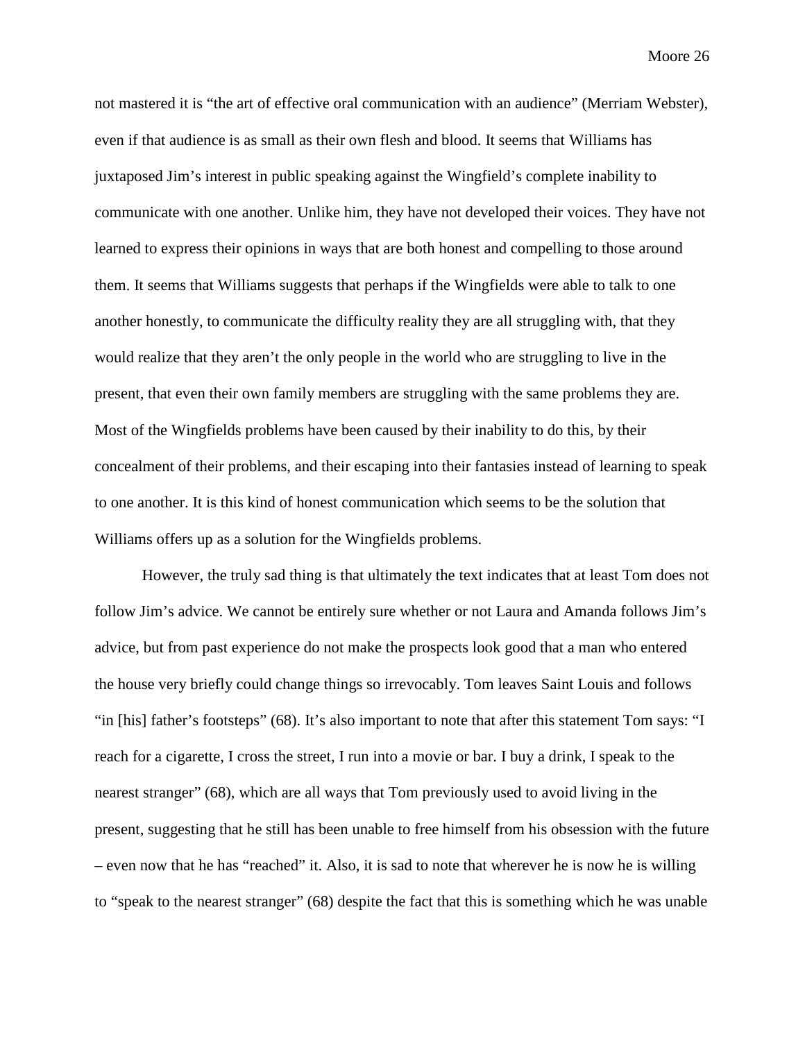not mastered it is "the art of effective oral communication with an audience" (Merriam Webster), even if that audience is as small as their own flesh and blood. It seems that Williams has juxtaposed Jim's interest in public speaking against the Wingfield's complete inability to communicate with one another. Unlike him, they have not developed their voices. They have not learned to express their opinions in ways that are both honest and compelling to those around them. It seems that Williams suggests that perhaps if the Wingfields were able to talk to one another honestly, to communicate the difficulty reality they are all struggling with, that they would realize that they aren't the only people in the world who are struggling to live in the present, that even their own family members are struggling with the same problems they are. Most of the Wingfields problems have been caused by their inability to do this, by their concealment of their problems, and their escaping into their fantasies instead of learning to speak to one another. It is this kind of honest communication which seems to be the solution that Williams offers up as a solution for the Wingfields problems.

However, the truly sad thing is that ultimately the text indicates that at least Tom does not follow Jim's advice. We cannot be entirely sure whether or not Laura and Amanda follows Jim's advice, but from past experience do not make the prospects look good that a man who entered the house very briefly could change things so irrevocably. Tom leaves Saint Louis and follows "in [his] father's footsteps" (68). It's also important to note that after this statement Tom says: "I reach for a cigarette, I cross the street, I run into a movie or bar. I buy a drink, I speak to the nearest stranger" (68), which are all ways that Tom previously used to avoid living in the present, suggesting that he still has been unable to free himself from his obsession with the future – even now that he has "reached" it. Also, it is sad to note that wherever he is now he is willing to "speak to the nearest stranger" (68) despite the fact that this is something which he was unable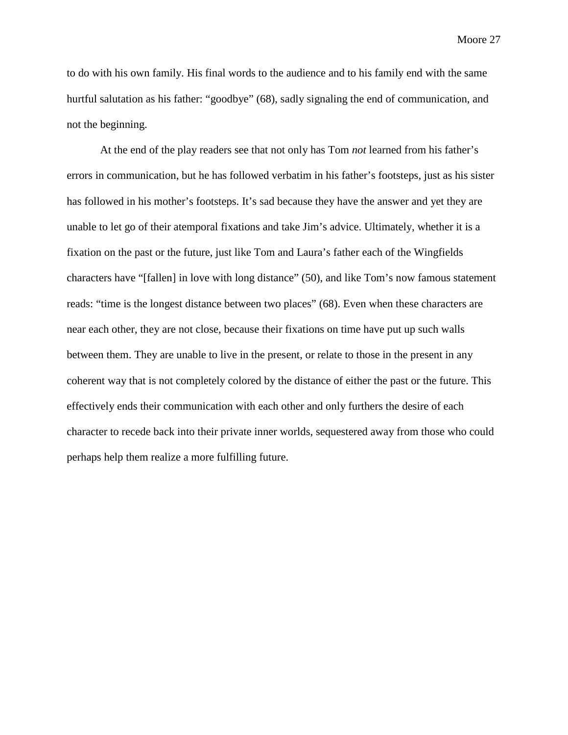to do with his own family. His final words to the audience and to his family end with the same hurtful salutation as his father: "goodbye" (68), sadly signaling the end of communication, and not the beginning.

At the end of the play readers see that not only has Tom *not* learned from his father's errors in communication, but he has followed verbatim in his father's footsteps, just as his sister has followed in his mother's footsteps. It's sad because they have the answer and yet they are unable to let go of their atemporal fixations and take Jim's advice. Ultimately, whether it is a fixation on the past or the future, just like Tom and Laura's father each of the Wingfields characters have "[fallen] in love with long distance" (50), and like Tom's now famous statement reads: "time is the longest distance between two places" (68). Even when these characters are near each other, they are not close, because their fixations on time have put up such walls between them. They are unable to live in the present, or relate to those in the present in any coherent way that is not completely colored by the distance of either the past or the future. This effectively ends their communication with each other and only furthers the desire of each character to recede back into their private inner worlds, sequestered away from those who could perhaps help them realize a more fulfilling future.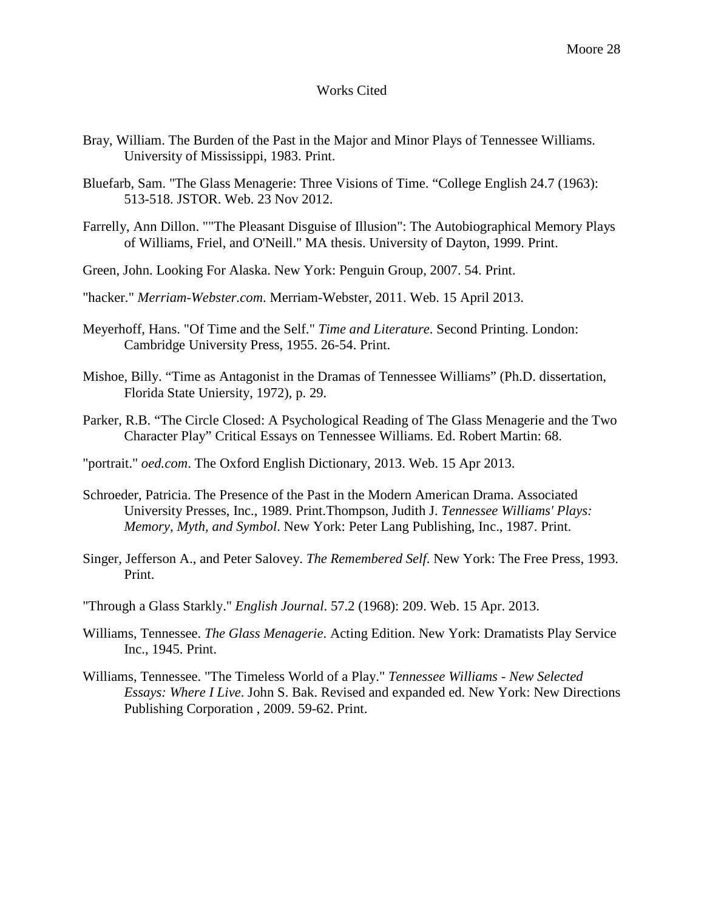# Works Cited

Bray, William. The Burden of the Past in the Major and Minor Plays of Tennessee Williams. University of Mississippi, 1983. Print.

Bluefarb, Sam. "The Glass Menagerie: Three Visions of Time. "College English 24.7 (1963): 513-518. JSTOR. Web. 23 Nov 2012.

Farrelly, Ann Dillon. ""The Pleasant Disguise of Illusion": The Autobiographical Memory Plays of Williams, Friel, and O'Neill." MA thesis. University of Dayton, 1999. Print.

Green, John. Looking For Alaska. New York: Penguin Group, 2007. 54. Print.

"hacker." *Merriam-Webster.com*. Merriam-Webster, 2011. Web. 15 April 2013.

Meyerhoff, Hans. "Of Time and the Self." *Time and Literature*. Second Printing. London: Cambridge University Press, 1955. 26-54. Print.

Mishoe, Billy. "Time as Antagonist in the Dramas of Tennessee Williams" (Ph.D. dissertation, Florida State Uniersity, 1972), p. 29.

Parker, R.B. "The Circle Closed: A Psychological Reading of The Glass Menagerie and the Two Character Play" Critical Essays on Tennessee Williams. Ed. Robert Martin: 68.

"portrait." *oed.com*. The Oxford English Dictionary, 2013. Web. 15 Apr 2013.

Schroeder, Patricia. The Presence of the Past in the Modern American Drama. Associated University Presses, Inc., 1989. Print.Thompson, Judith J. *Tennessee Williams' Plays: Memory, Myth, and Symbol*. New York: Peter Lang Publishing, Inc., 1987. Print.

Singer, Jefferson A., and Peter Salovey. *The Remembered Self*. New York: The Free Press, 1993. Print.

"Through a Glass Starkly." *English Journal*. 57.2 (1968): 209. Web. 15 Apr. 2013.

Williams, Tennessee. *The Glass Menagerie*. Acting Edition. New York: Dramatists Play Service Inc., 1945. Print.

Williams, Tennessee. "The Timeless World of a Play." *Tennessee Williams - New Selected Essays: Where I Live*. John S. Bak. Revised and expanded ed. New York: New Directions Publishing Corporation , 2009. 59-62. Print.